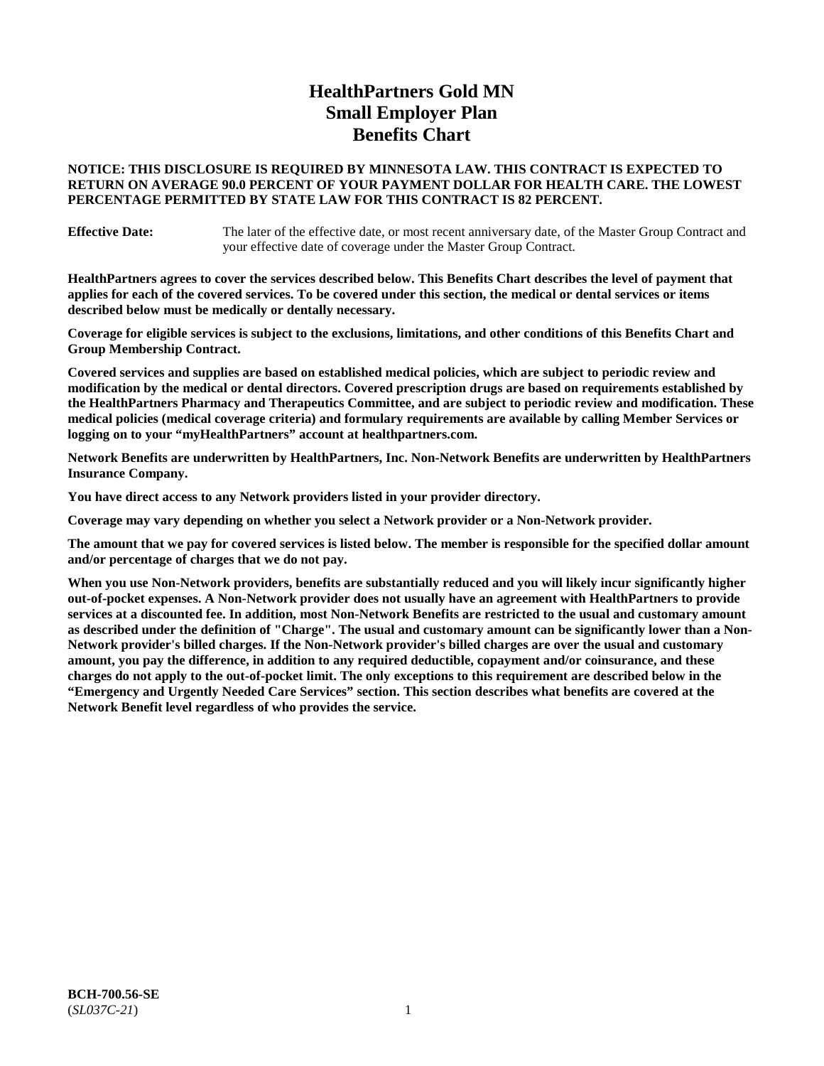# HealthPartners Gold MN Small Employer Plan Benefits Chart

**NOTICE: THIS DISCLOSURE IS REQUIRED BY MINNESOTA LAW. THIS CONTRACT IS EXPECTED TO RETURN ON AVERAGE 90.0 PERCENT OF YOUR PAYMENT DOLLAR FOR HEALTH CARE. THE LOWEST PERCENTAGE PERMITTED BY STATE LAW FOR THIS CONTRACT IS 82 PERCENT.**

**Effective Date:** The later of the effective date, or most recent anniversary date, of the Master Group Contract and your effective date of coverage under the Master Group Contract.

**HealthPartners agrees to cover the services described below. This Benefits Chart describes the level of payment that applies for each of the covered services. To be covered under this section, the medical or dental services or items described below must be medically or dentally necessary.**

**Coverage for eligible services is subject to the exclusions, limitations, and other conditions of this Benefits Chart and Group Membership Contract.**

**Covered services and supplies are based on established medical policies, which are subject to periodic review and modification by the medical or dental directors. Covered prescription drugs are based on requirements established by the HealthPartners Pharmacy and Therapeutics Committee, and are subject to periodic review and modification. These medical policies (medical coverage criteria) and formulary requirements are available by calling Member Services or logging on to your "myHealthPartners" account at healthpartners.com.**

**Network Benefits are underwritten by HealthPartners, Inc. Non-Network Benefits are underwritten by HealthPartners Insurance Company.**

**You have direct access to any Network providers listed in your provider directory.**

**Coverage may vary depending on whether you select a Network provider or a Non-Network provider.**

**The amount that we pay for covered services is listed below. The member is responsible for the specified dollar amount and/or percentage of charges that we do not pay.**

**When you use Non-Network providers, benefits are substantially reduced and you will likely incur significantly higher out-of-pocket expenses. A Non-Network provider does not usually have an agreement with HealthPartners to provide services at a discounted fee. In addition, most Non-Network Benefits are restricted to the usual and customary amount as described under the definition of "Charge". The usual and customary amount can be significantly lower than a Non-Network provider's billed charges. If the Non-Network provider's billed charges are over the usual and customary amount, you pay the difference, in addition to any required deductible, copayment and/or coinsurance, and these charges do not apply to the out-of-pocket limit. The only exceptions to this requirement are described below in the "Emergency and Urgently Needed Care Services" section. This section describes what benefits are covered at the Network Benefit level regardless of who provides the service.**

**BCH-700.56-SE**
(*SL037C-21*)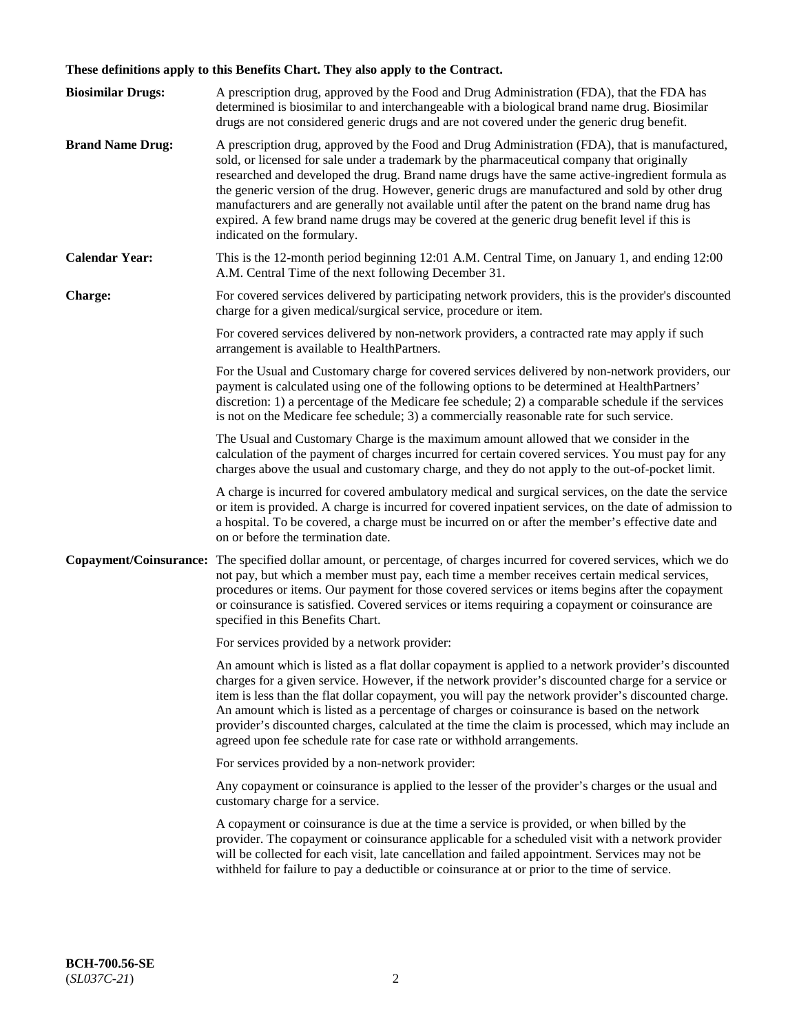**These definitions apply to this Benefits Chart. They also apply to the Contract.**

**Biosimilar Drugs:** A prescription drug, approved by the Food and Drug Administration (FDA), that the FDA has determined is biosimilar to and interchangeable with a biological brand name drug. Biosimilar drugs are not considered generic drugs and are not covered under the generic drug benefit.

**Brand Name Drug:** A prescription drug, approved by the Food and Drug Administration (FDA), that is manufactured, sold, or licensed for sale under a trademark by the pharmaceutical company that originally researched and developed the drug. Brand name drugs have the same active-ingredient formula as the generic version of the drug. However, generic drugs are manufactured and sold by other drug manufacturers and are generally not available until after the patent on the brand name drug has expired. A few brand name drugs may be covered at the generic drug benefit level if this is indicated on the formulary.

**Calendar Year:** This is the 12-month period beginning 12:01 A.M. Central Time, on January 1, and ending 12:00 A.M. Central Time of the next following December 31.

**Charge:** For covered services delivered by participating network providers, this is the provider's discounted charge for a given medical/surgical service, procedure or item.

For covered services delivered by non-network providers, a contracted rate may apply if such arrangement is available to HealthPartners.

For the Usual and Customary charge for covered services delivered by non-network providers, our payment is calculated using one of the following options to be determined at HealthPartners' discretion: 1) a percentage of the Medicare fee schedule; 2) a comparable schedule if the services is not on the Medicare fee schedule; 3) a commercially reasonable rate for such service.

The Usual and Customary Charge is the maximum amount allowed that we consider in the calculation of the payment of charges incurred for certain covered services. You must pay for any charges above the usual and customary charge, and they do not apply to the out-of-pocket limit.

A charge is incurred for covered ambulatory medical and surgical services, on the date the service or item is provided. A charge is incurred for covered inpatient services, on the date of admission to a hospital. To be covered, a charge must be incurred on or after the member's effective date and on or before the termination date.

**Copayment/Coinsurance:** The specified dollar amount, or percentage, of charges incurred for covered services, which we do not pay, but which a member must pay, each time a member receives certain medical services, procedures or items. Our payment for those covered services or items begins after the copayment or coinsurance is satisfied. Covered services or items requiring a copayment or coinsurance are specified in this Benefits Chart.

For services provided by a network provider:

An amount which is listed as a flat dollar copayment is applied to a network provider's discounted charges for a given service. However, if the network provider's discounted charge for a service or item is less than the flat dollar copayment, you will pay the network provider's discounted charge. An amount which is listed as a percentage of charges or coinsurance is based on the network provider's discounted charges, calculated at the time the claim is processed, which may include an agreed upon fee schedule rate for case rate or withhold arrangements.

For services provided by a non-network provider:

Any copayment or coinsurance is applied to the lesser of the provider's charges or the usual and customary charge for a service.

A copayment or coinsurance is due at the time a service is provided, or when billed by the provider. The copayment or coinsurance applicable for a scheduled visit with a network provider will be collected for each visit, late cancellation and failed appointment. Services may not be withheld for failure to pay a deductible or coinsurance at or prior to the time of service.

**BCH-700.56-SE**
(*SL037C-21*)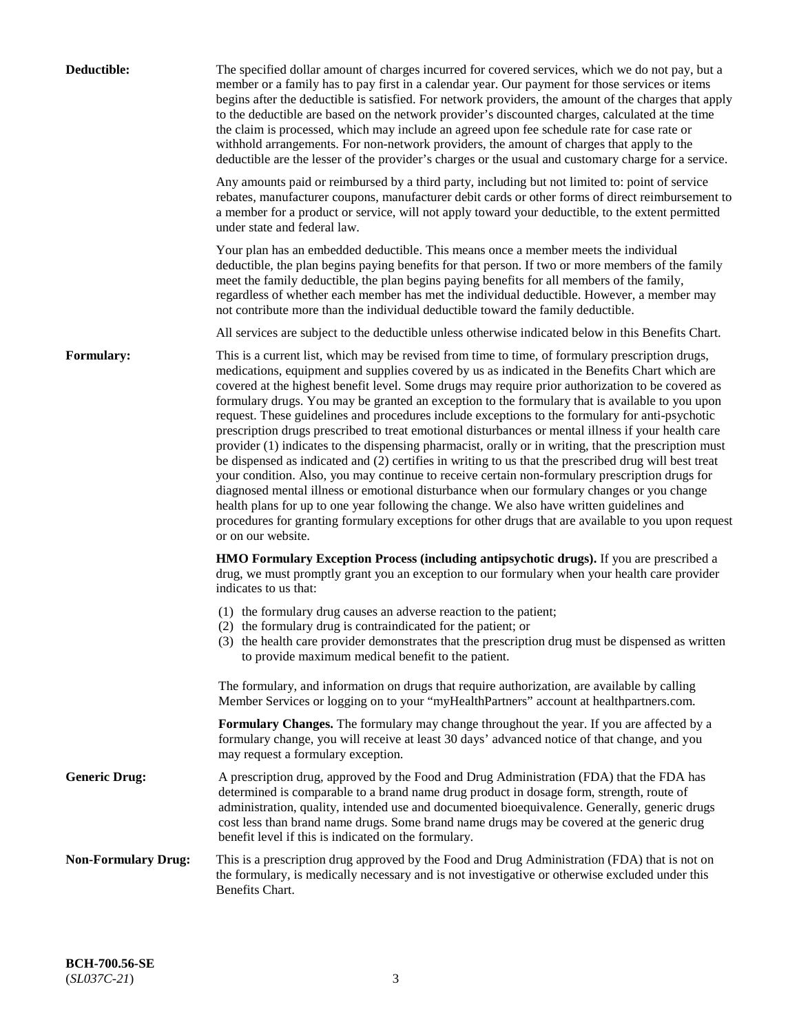**Deductible:** The specified dollar amount of charges incurred for covered services, which we do not pay, but a member or a family has to pay first in a calendar year. Our payment for those services or items begins after the deductible is satisfied. For network providers, the amount of the charges that apply to the deductible are based on the network provider's discounted charges, calculated at the time the claim is processed, which may include an agreed upon fee schedule rate for case rate or withhold arrangements. For non-network providers, the amount of charges that apply to the deductible are the lesser of the provider's charges or the usual and customary charge for a service.

Any amounts paid or reimbursed by a third party, including but not limited to: point of service rebates, manufacturer coupons, manufacturer debit cards or other forms of direct reimbursement to a member for a product or service, will not apply toward your deductible, to the extent permitted under state and federal law.

Your plan has an embedded deductible. This means once a member meets the individual deductible, the plan begins paying benefits for that person. If two or more members of the family meet the family deductible, the plan begins paying benefits for all members of the family, regardless of whether each member has met the individual deductible. However, a member may not contribute more than the individual deductible toward the family deductible.

All services are subject to the deductible unless otherwise indicated below in this Benefits Chart.

**Formulary:** This is a current list, which may be revised from time to time, of formulary prescription drugs, medications, equipment and supplies covered by us as indicated in the Benefits Chart which are covered at the highest benefit level. Some drugs may require prior authorization to be covered as formulary drugs. You may be granted an exception to the formulary that is available to you upon request. These guidelines and procedures include exceptions to the formulary for anti-psychotic prescription drugs prescribed to treat emotional disturbances or mental illness if your health care provider (1) indicates to the dispensing pharmacist, orally or in writing, that the prescription must be dispensed as indicated and (2) certifies in writing to us that the prescribed drug will best treat your condition. Also, you may continue to receive certain non-formulary prescription drugs for diagnosed mental illness or emotional disturbance when our formulary changes or you change health plans for up to one year following the change. We also have written guidelines and procedures for granting formulary exceptions for other drugs that are available to you upon request or on our website.

**HMO Formulary Exception Process (including antipsychotic drugs).** If you are prescribed a drug, we must promptly grant you an exception to our formulary when your health care provider indicates to us that:

(1) the formulary drug causes an adverse reaction to the patient;
(2) the formulary drug is contraindicated for the patient; or
(3) the health care provider demonstrates that the prescription drug must be dispensed as written to provide maximum medical benefit to the patient.

The formulary, and information on drugs that require authorization, are available by calling Member Services or logging on to your "myHealthPartners" account at healthpartners.com.

**Formulary Changes.** The formulary may change throughout the year. If you are affected by a formulary change, you will receive at least 30 days' advanced notice of that change, and you may request a formulary exception.

**Generic Drug:** A prescription drug, approved by the Food and Drug Administration (FDA) that the FDA has determined is comparable to a brand name drug product in dosage form, strength, route of administration, quality, intended use and documented bioequivalence. Generally, generic drugs cost less than brand name drugs. Some brand name drugs may be covered at the generic drug benefit level if this is indicated on the formulary.

**Non-Formulary Drug:** This is a prescription drug approved by the Food and Drug Administration (FDA) that is not on the formulary, is medically necessary and is not investigative or otherwise excluded under this Benefits Chart.

**BCH-700.56-SE**
(*SL037C-21*)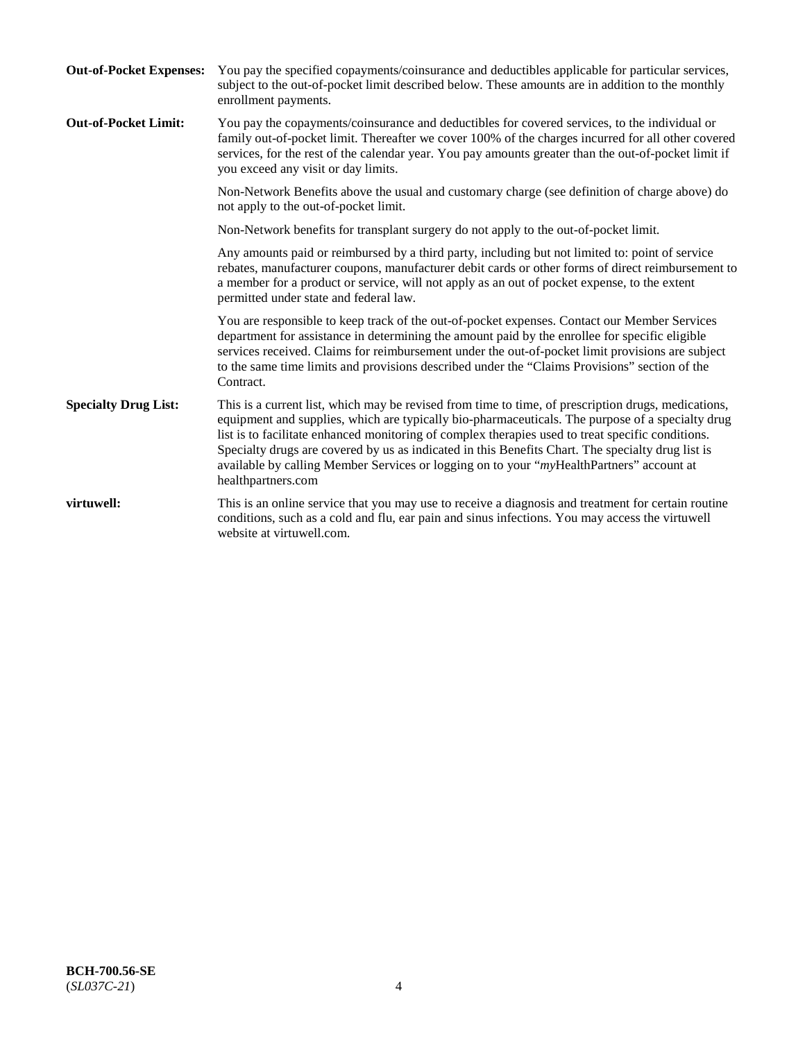**Out-of-Pocket Expenses:** You pay the specified copayments/coinsurance and deductibles applicable for particular services, subject to the out-of-pocket limit described below. These amounts are in addition to the monthly enrollment payments.

**Out-of-Pocket Limit:** You pay the copayments/coinsurance and deductibles for covered services, to the individual or family out-of-pocket limit. Thereafter we cover 100% of the charges incurred for all other covered services, for the rest of the calendar year. You pay amounts greater than the out-of-pocket limit if you exceed any visit or day limits.

Non-Network Benefits above the usual and customary charge (see definition of charge above) do not apply to the out-of-pocket limit.

Non-Network benefits for transplant surgery do not apply to the out-of-pocket limit.

Any amounts paid or reimbursed by a third party, including but not limited to: point of service rebates, manufacturer coupons, manufacturer debit cards or other forms of direct reimbursement to a member for a product or service, will not apply as an out of pocket expense, to the extent permitted under state and federal law.

You are responsible to keep track of the out-of-pocket expenses. Contact our Member Services department for assistance in determining the amount paid by the enrollee for specific eligible services received. Claims for reimbursement under the out-of-pocket limit provisions are subject to the same time limits and provisions described under the "Claims Provisions" section of the Contract.

**Specialty Drug List:** This is a current list, which may be revised from time to time, of prescription drugs, medications, equipment and supplies, which are typically bio-pharmaceuticals. The purpose of a specialty drug list is to facilitate enhanced monitoring of complex therapies used to treat specific conditions. Specialty drugs are covered by us as indicated in this Benefits Chart. The specialty drug list is available by calling Member Services or logging on to your "*my*HealthPartners" account at healthpartners.com

**virtuwell:** This is an online service that you may use to receive a diagnosis and treatment for certain routine conditions, such as a cold and flu, ear pain and sinus infections. You may access the virtuwell website at virtuwell.com.

**BCH-700.56-SE**
(*SL037C-21*)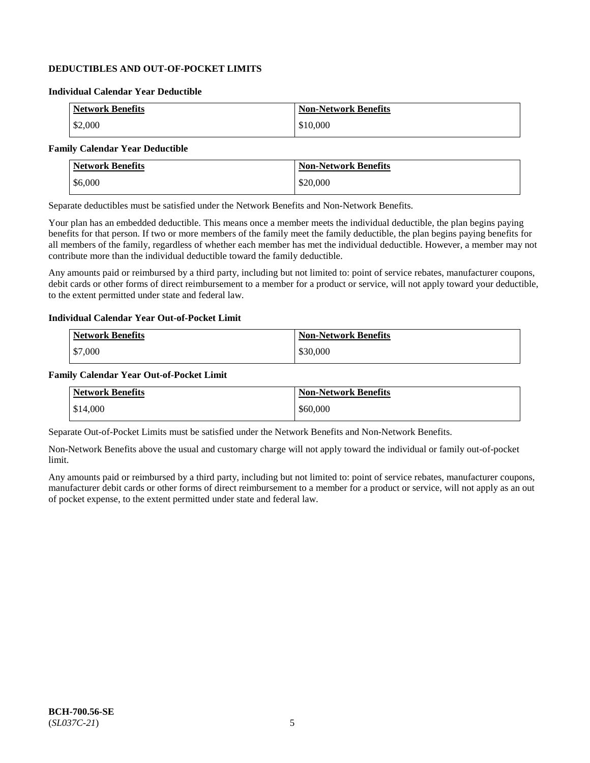## DEDUCTIBLES AND OUT-OF-POCKET LIMITS

### Individual Calendar Year Deductible

| Network Benefits | Non-Network Benefits |
|---|---|
| $2,000 | $10,000 |

### Family Calendar Year Deductible

| Network Benefits | Non-Network Benefits |
|---|---|
| $6,000 | $20,000 |

Separate deductibles must be satisfied under the Network Benefits and Non-Network Benefits.

Your plan has an embedded deductible. This means once a member meets the individual deductible, the plan begins paying benefits for that person. If two or more members of the family meet the family deductible, the plan begins paying benefits for all members of the family, regardless of whether each member has met the individual deductible. However, a member may not contribute more than the individual deductible toward the family deductible.

Any amounts paid or reimbursed by a third party, including but not limited to: point of service rebates, manufacturer coupons, debit cards or other forms of direct reimbursement to a member for a product or service, will not apply toward your deductible, to the extent permitted under state and federal law.

### Individual Calendar Year Out-of-Pocket Limit

| Network Benefits | Non-Network Benefits |
|---|---|
| $7,000 | $30,000 |

### Family Calendar Year Out-of-Pocket Limit

| Network Benefits | Non-Network Benefits |
|---|---|
| $14,000 | $60,000 |

Separate Out-of-Pocket Limits must be satisfied under the Network Benefits and Non-Network Benefits.

Non-Network Benefits above the usual and customary charge will not apply toward the individual or family out-of-pocket limit.

Any amounts paid or reimbursed by a third party, including but not limited to: point of service rebates, manufacturer coupons, manufacturer debit cards or other forms of direct reimbursement to a member for a product or service, will not apply as an out of pocket expense, to the extent permitted under state and federal law.

**BCH-700.56-SE**
(*SL037C-21*)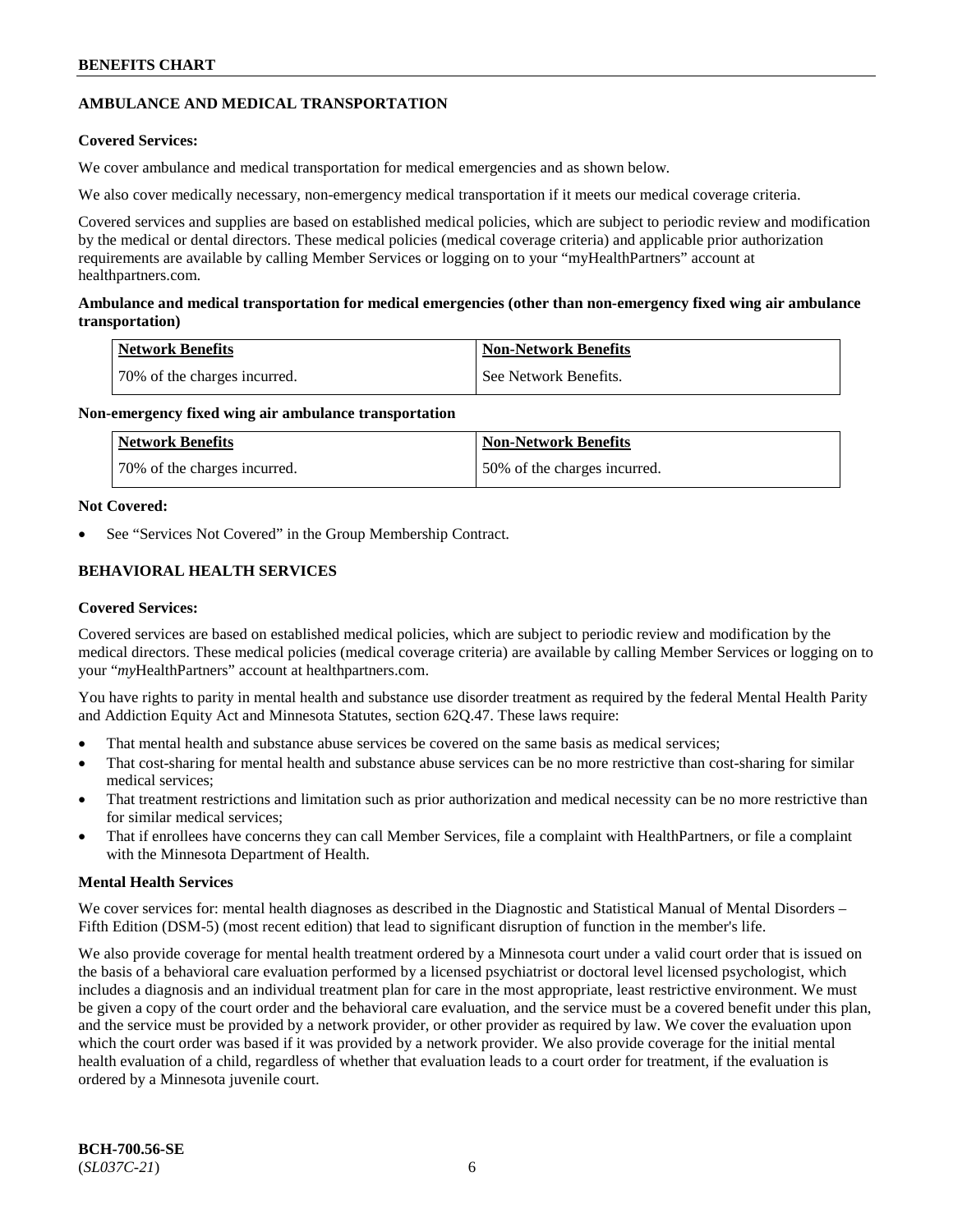## AMBULANCE AND MEDICAL TRANSPORTATION

**Covered Services:**

We cover ambulance and medical transportation for medical emergencies and as shown below.

We also cover medically necessary, non-emergency medical transportation if it meets our medical coverage criteria.

Covered services and supplies are based on established medical policies, which are subject to periodic review and modification by the medical or dental directors. These medical policies (medical coverage criteria) and applicable prior authorization requirements are available by calling Member Services or logging on to your "myHealthPartners" account at healthpartners.com.

**Ambulance and medical transportation for medical emergencies (other than non-emergency fixed wing air ambulance transportation)**

| Network Benefits | Non-Network Benefits |
|---|---|
| 70% of the charges incurred. | See Network Benefits. |

**Non-emergency fixed wing air ambulance transportation**

| Network Benefits | Non-Network Benefits |
|---|---|
| 70% of the charges incurred. | 50% of the charges incurred. |

**Not Covered:**

- See "Services Not Covered" in the Group Membership Contract.

## BEHAVIORAL HEALTH SERVICES

**Covered Services:**

Covered services are based on established medical policies, which are subject to periodic review and modification by the medical directors. These medical policies (medical coverage criteria) are available by calling Member Services or logging on to your "*my*HealthPartners" account at healthpartners.com.

You have rights to parity in mental health and substance use disorder treatment as required by the federal Mental Health Parity and Addiction Equity Act and Minnesota Statutes, section 62Q.47. These laws require:

- That mental health and substance abuse services be covered on the same basis as medical services;
- That cost-sharing for mental health and substance abuse services can be no more restrictive than cost-sharing for similar medical services;
- That treatment restrictions and limitation such as prior authorization and medical necessity can be no more restrictive than for similar medical services;
- That if enrollees have concerns they can call Member Services, file a complaint with HealthPartners, or file a complaint with the Minnesota Department of Health.

**Mental Health Services**

We cover services for: mental health diagnoses as described in the Diagnostic and Statistical Manual of Mental Disorders – Fifth Edition (DSM-5) (most recent edition) that lead to significant disruption of function in the member's life.

We also provide coverage for mental health treatment ordered by a Minnesota court under a valid court order that is issued on the basis of a behavioral care evaluation performed by a licensed psychiatrist or doctoral level licensed psychologist, which includes a diagnosis and an individual treatment plan for care in the most appropriate, least restrictive environment. We must be given a copy of the court order and the behavioral care evaluation, and the service must be a covered benefit under this plan, and the service must be provided by a network provider, or other provider as required by law. We cover the evaluation upon which the court order was based if it was provided by a network provider. We also provide coverage for the initial mental health evaluation of a child, regardless of whether that evaluation leads to a court order for treatment, if the evaluation is ordered by a Minnesota juvenile court.

**BCH-700.56-SE**
(*SL037C-21*)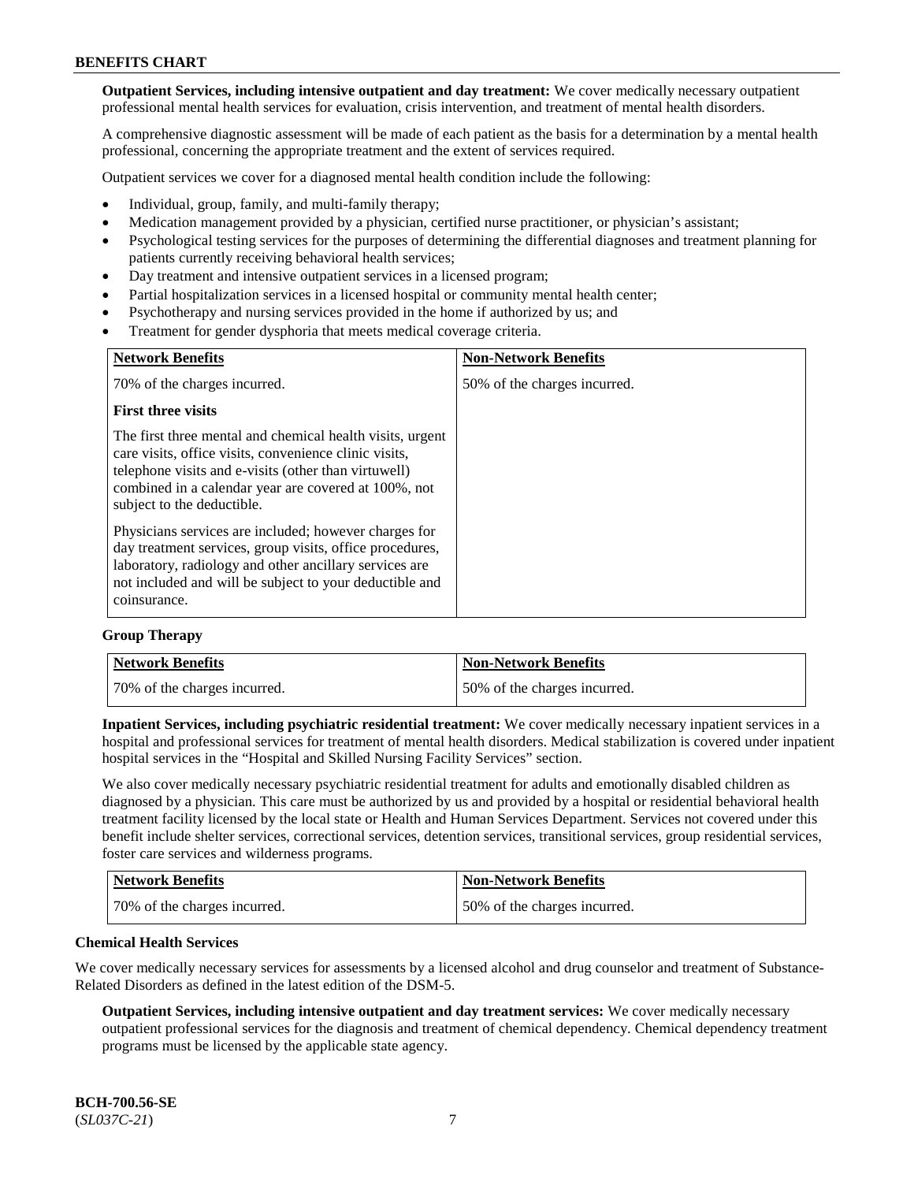**Outpatient Services, including intensive outpatient and day treatment:** We cover medically necessary outpatient professional mental health services for evaluation, crisis intervention, and treatment of mental health disorders.

A comprehensive diagnostic assessment will be made of each patient as the basis for a determination by a mental health professional, concerning the appropriate treatment and the extent of services required.

Outpatient services we cover for a diagnosed mental health condition include the following:

- Individual, group, family, and multi-family therapy;
- Medication management provided by a physician, certified nurse practitioner, or physician's assistant;
- Psychological testing services for the purposes of determining the differential diagnoses and treatment planning for patients currently receiving behavioral health services;
- Day treatment and intensive outpatient services in a licensed program;
- Partial hospitalization services in a licensed hospital or community mental health center;
- Psychotherapy and nursing services provided in the home if authorized by us; and
- Treatment for gender dysphoria that meets medical coverage criteria.

| Network Benefits | Non-Network Benefits |
|---|---|
| 70% of the charges incurred.<br><br>**First three visits**<br><br>The first three mental and chemical health visits, urgent care visits, office visits, convenience clinic visits, telephone visits and e-visits (other than virtuwell) combined in a calendar year are covered at 100%, not subject to the deductible.<br><br>Physicians services are included; however charges for day treatment services, group visits, office procedures, laboratory, radiology and other ancillary services are not included and will be subject to your deductible and coinsurance. | 50% of the charges incurred. |

**Group Therapy**

| Network Benefits | Non-Network Benefits |
|---|---|
| 70% of the charges incurred. | 50% of the charges incurred. |

**Inpatient Services, including psychiatric residential treatment:** We cover medically necessary inpatient services in a hospital and professional services for treatment of mental health disorders. Medical stabilization is covered under inpatient hospital services in the "Hospital and Skilled Nursing Facility Services" section.

We also cover medically necessary psychiatric residential treatment for adults and emotionally disabled children as diagnosed by a physician. This care must be authorized by us and provided by a hospital or residential behavioral health treatment facility licensed by the local state or Health and Human Services Department. Services not covered under this benefit include shelter services, correctional services, detention services, transitional services, group residential services, foster care services and wilderness programs.

| Network Benefits | Non-Network Benefits |
|---|---|
| 70% of the charges incurred. | 50% of the charges incurred. |

**Chemical Health Services**

We cover medically necessary services for assessments by a licensed alcohol and drug counselor and treatment of Substance-Related Disorders as defined in the latest edition of the DSM-5.

**Outpatient Services, including intensive outpatient and day treatment services:** We cover medically necessary outpatient professional services for the diagnosis and treatment of chemical dependency. Chemical dependency treatment programs must be licensed by the applicable state agency.

**BCH-700.56-SE**
(*SL037C-21*)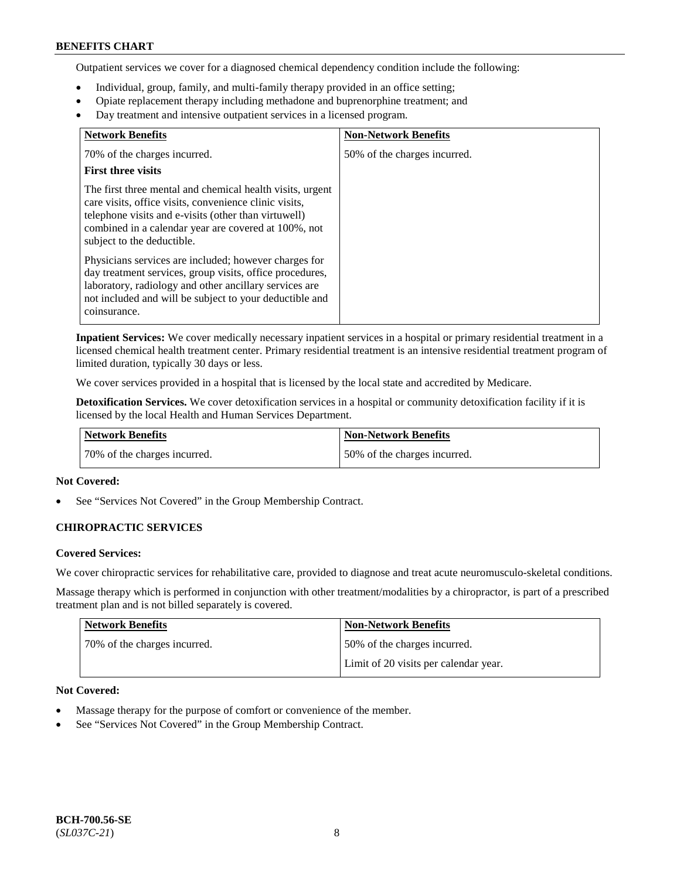Outpatient services we cover for a diagnosed chemical dependency condition include the following:

- Individual, group, family, and multi-family therapy provided in an office setting;
- Opiate replacement therapy including methadone and buprenorphine treatment; and
- Day treatment and intensive outpatient services in a licensed program.

| Network Benefits | Non-Network Benefits |
|---|---|
| 70% of the charges incurred.<br><br>**First three visits**<br><br>The first three mental and chemical health visits, urgent care visits, office visits, convenience clinic visits, telephone visits and e-visits (other than virtuwell) combined in a calendar year are covered at 100%, not subject to the deductible.<br><br>Physicians services are included; however charges for day treatment services, group visits, office procedures, laboratory, radiology and other ancillary services are not included and will be subject to your deductible and coinsurance. | 50% of the charges incurred. |

**Inpatient Services:** We cover medically necessary inpatient services in a hospital or primary residential treatment in a licensed chemical health treatment center. Primary residential treatment is an intensive residential treatment program of limited duration, typically 30 days or less.

We cover services provided in a hospital that is licensed by the local state and accredited by Medicare.

**Detoxification Services.** We cover detoxification services in a hospital or community detoxification facility if it is licensed by the local Health and Human Services Department.

| Network Benefits | Non-Network Benefits |
|---|---|
| 70% of the charges incurred. | 50% of the charges incurred. |

**Not Covered:**

- See "Services Not Covered" in the Group Membership Contract.

### CHIROPRACTIC SERVICES

**Covered Services:**

We cover chiropractic services for rehabilitative care, provided to diagnose and treat acute neuromusculo-skeletal conditions.

Massage therapy which is performed in conjunction with other treatment/modalities by a chiropractor, is part of a prescribed treatment plan and is not billed separately is covered.

| Network Benefits | Non-Network Benefits |
|---|---|
| 70% of the charges incurred. | 50% of the charges incurred.<br><br>Limit of 20 visits per calendar year. |

**Not Covered:**

- Massage therapy for the purpose of comfort or convenience of the member.
- See "Services Not Covered" in the Group Membership Contract.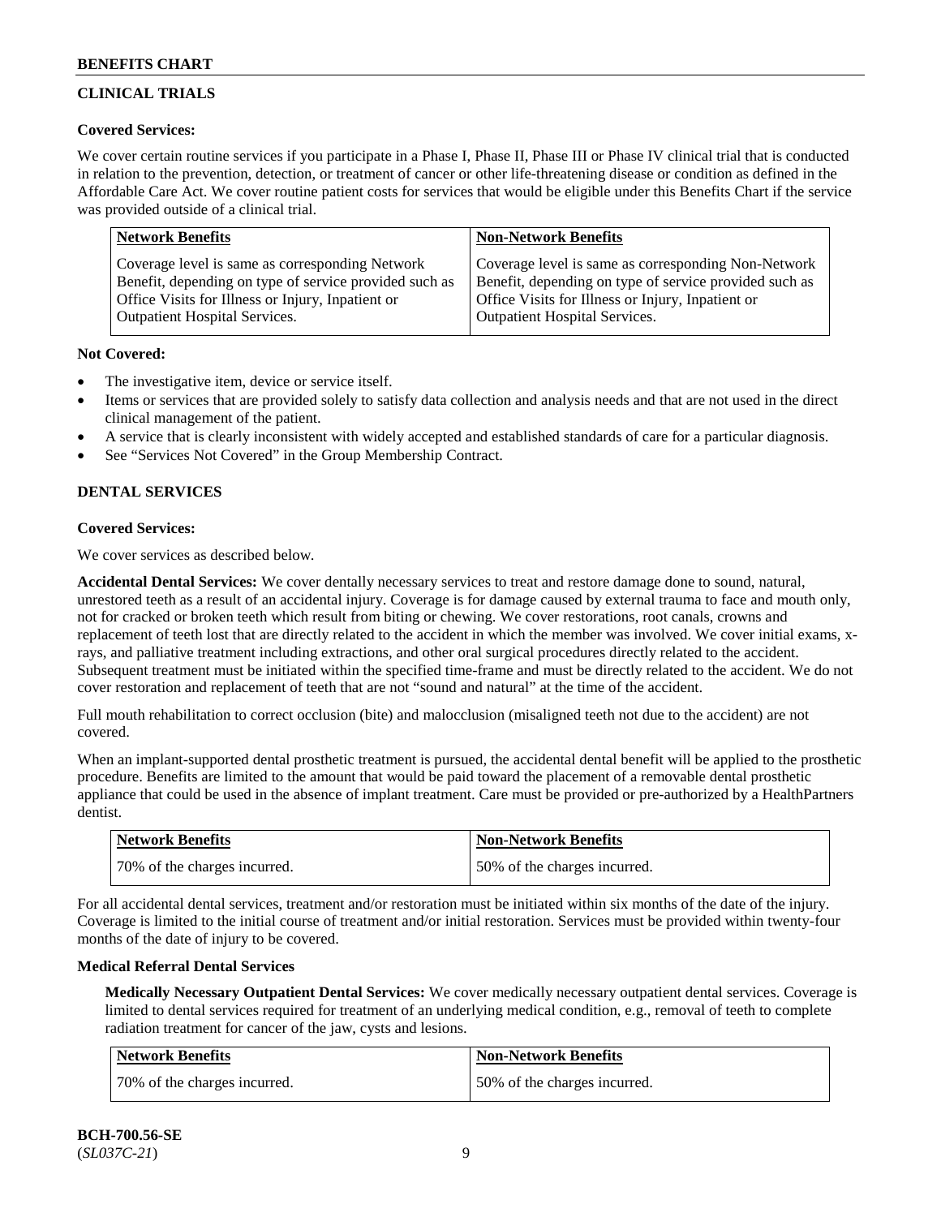## CLINICAL TRIALS

### Covered Services:

We cover certain routine services if you participate in a Phase I, Phase II, Phase III or Phase IV clinical trial that is conducted in relation to the prevention, detection, or treatment of cancer or other life-threatening disease or condition as defined in the Affordable Care Act. We cover routine patient costs for services that would be eligible under this Benefits Chart if the service was provided outside of a clinical trial.

| Network Benefits | Non-Network Benefits |
|---|---|
| Coverage level is same as corresponding Network Benefit, depending on type of service provided such as Office Visits for Illness or Injury, Inpatient or Outpatient Hospital Services. | Coverage level is same as corresponding Non-Network Benefit, depending on type of service provided such as Office Visits for Illness or Injury, Inpatient or Outpatient Hospital Services. |

### Not Covered:

- The investigative item, device or service itself.
- Items or services that are provided solely to satisfy data collection and analysis needs and that are not used in the direct clinical management of the patient.
- A service that is clearly inconsistent with widely accepted and established standards of care for a particular diagnosis.
- See "Services Not Covered" in the Group Membership Contract.

## DENTAL SERVICES

### Covered Services:

We cover services as described below.

**Accidental Dental Services:** We cover dentally necessary services to treat and restore damage done to sound, natural, unrestored teeth as a result of an accidental injury. Coverage is for damage caused by external trauma to face and mouth only, not for cracked or broken teeth which result from biting or chewing. We cover restorations, root canals, crowns and replacement of teeth lost that are directly related to the accident in which the member was involved. We cover initial exams, x-rays, and palliative treatment including extractions, and other oral surgical procedures directly related to the accident. Subsequent treatment must be initiated within the specified time-frame and must be directly related to the accident. We do not cover restoration and replacement of teeth that are not "sound and natural" at the time of the accident.

Full mouth rehabilitation to correct occlusion (bite) and malocclusion (misaligned teeth not due to the accident) are not covered.

When an implant-supported dental prosthetic treatment is pursued, the accidental dental benefit will be applied to the prosthetic procedure. Benefits are limited to the amount that would be paid toward the placement of a removable dental prosthetic appliance that could be used in the absence of implant treatment. Care must be provided or pre-authorized by a HealthPartners dentist.

| Network Benefits | Non-Network Benefits |
|---|---|
| 70% of the charges incurred. | 50% of the charges incurred. |

For all accidental dental services, treatment and/or restoration must be initiated within six months of the date of the injury. Coverage is limited to the initial course of treatment and/or initial restoration. Services must be provided within twenty-four months of the date of injury to be covered.

### Medical Referral Dental Services

**Medically Necessary Outpatient Dental Services:** We cover medically necessary outpatient dental services. Coverage is limited to dental services required for treatment of an underlying medical condition, e.g., removal of teeth to complete radiation treatment for cancer of the jaw, cysts and lesions.

| Network Benefits | Non-Network Benefits |
|---|---|
| 70% of the charges incurred. | 50% of the charges incurred. |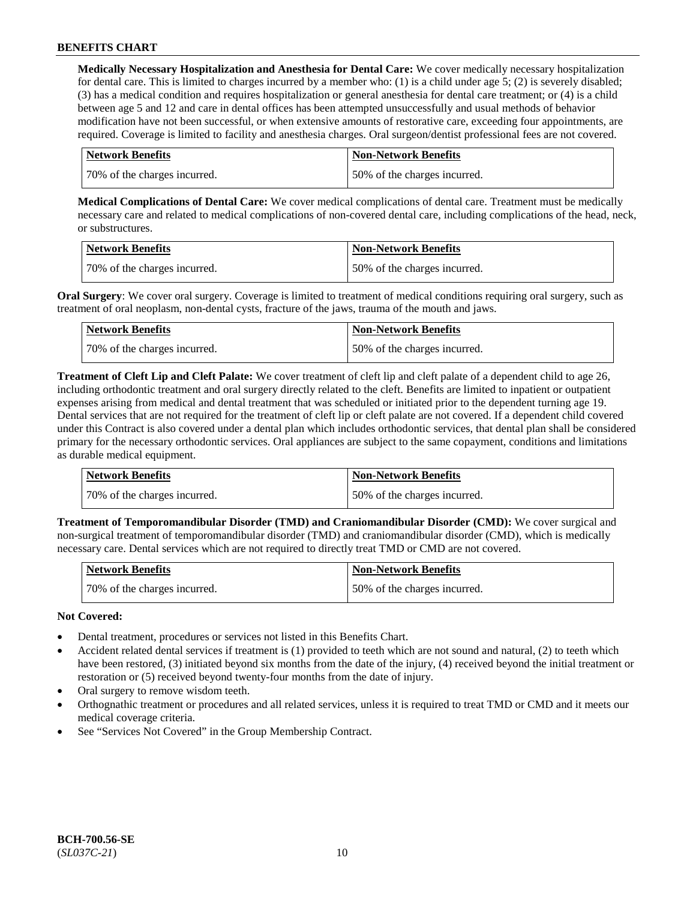**Medically Necessary Hospitalization and Anesthesia for Dental Care:** We cover medically necessary hospitalization for dental care. This is limited to charges incurred by a member who: (1) is a child under age 5; (2) is severely disabled; (3) has a medical condition and requires hospitalization or general anesthesia for dental care treatment; or (4) is a child between age 5 and 12 and care in dental offices has been attempted unsuccessfully and usual methods of behavior modification have not been successful, or when extensive amounts of restorative care, exceeding four appointments, are required. Coverage is limited to facility and anesthesia charges. Oral surgeon/dentist professional fees are not covered.

| Network Benefits | Non-Network Benefits |
|---|---|
| 70% of the charges incurred. | 50% of the charges incurred. |

**Medical Complications of Dental Care:** We cover medical complications of dental care. Treatment must be medically necessary care and related to medical complications of non-covered dental care, including complications of the head, neck, or substructures.

| Network Benefits | Non-Network Benefits |
|---|---|
| 70% of the charges incurred. | 50% of the charges incurred. |

**Oral Surgery**: We cover oral surgery. Coverage is limited to treatment of medical conditions requiring oral surgery, such as treatment of oral neoplasm, non-dental cysts, fracture of the jaws, trauma of the mouth and jaws.

| Network Benefits | Non-Network Benefits |
|---|---|
| 70% of the charges incurred. | 50% of the charges incurred. |

**Treatment of Cleft Lip and Cleft Palate:** We cover treatment of cleft lip and cleft palate of a dependent child to age 26, including orthodontic treatment and oral surgery directly related to the cleft. Benefits are limited to inpatient or outpatient expenses arising from medical and dental treatment that was scheduled or initiated prior to the dependent turning age 19. Dental services that are not required for the treatment of cleft lip or cleft palate are not covered. If a dependent child covered under this Contract is also covered under a dental plan which includes orthodontic services, that dental plan shall be considered primary for the necessary orthodontic services. Oral appliances are subject to the same copayment, conditions and limitations as durable medical equipment.

| Network Benefits | Non-Network Benefits |
|---|---|
| 70% of the charges incurred. | 50% of the charges incurred. |

**Treatment of Temporomandibular Disorder (TMD) and Craniomandibular Disorder (CMD):** We cover surgical and non-surgical treatment of temporomandibular disorder (TMD) and craniomandibular disorder (CMD), which is medically necessary care. Dental services which are not required to directly treat TMD or CMD are not covered.

| Network Benefits | Non-Network Benefits |
|---|---|
| 70% of the charges incurred. | 50% of the charges incurred. |

**Not Covered:**

- Dental treatment, procedures or services not listed in this Benefits Chart.
- Accident related dental services if treatment is (1) provided to teeth which are not sound and natural, (2) to teeth which have been restored, (3) initiated beyond six months from the date of the injury, (4) received beyond the initial treatment or restoration or (5) received beyond twenty-four months from the date of injury.
- Oral surgery to remove wisdom teeth.
- Orthognathic treatment or procedures and all related services, unless it is required to treat TMD or CMD and it meets our medical coverage criteria.
- See "Services Not Covered" in the Group Membership Contract.

**BCH-700.56-SE**
(*SL037C-21*)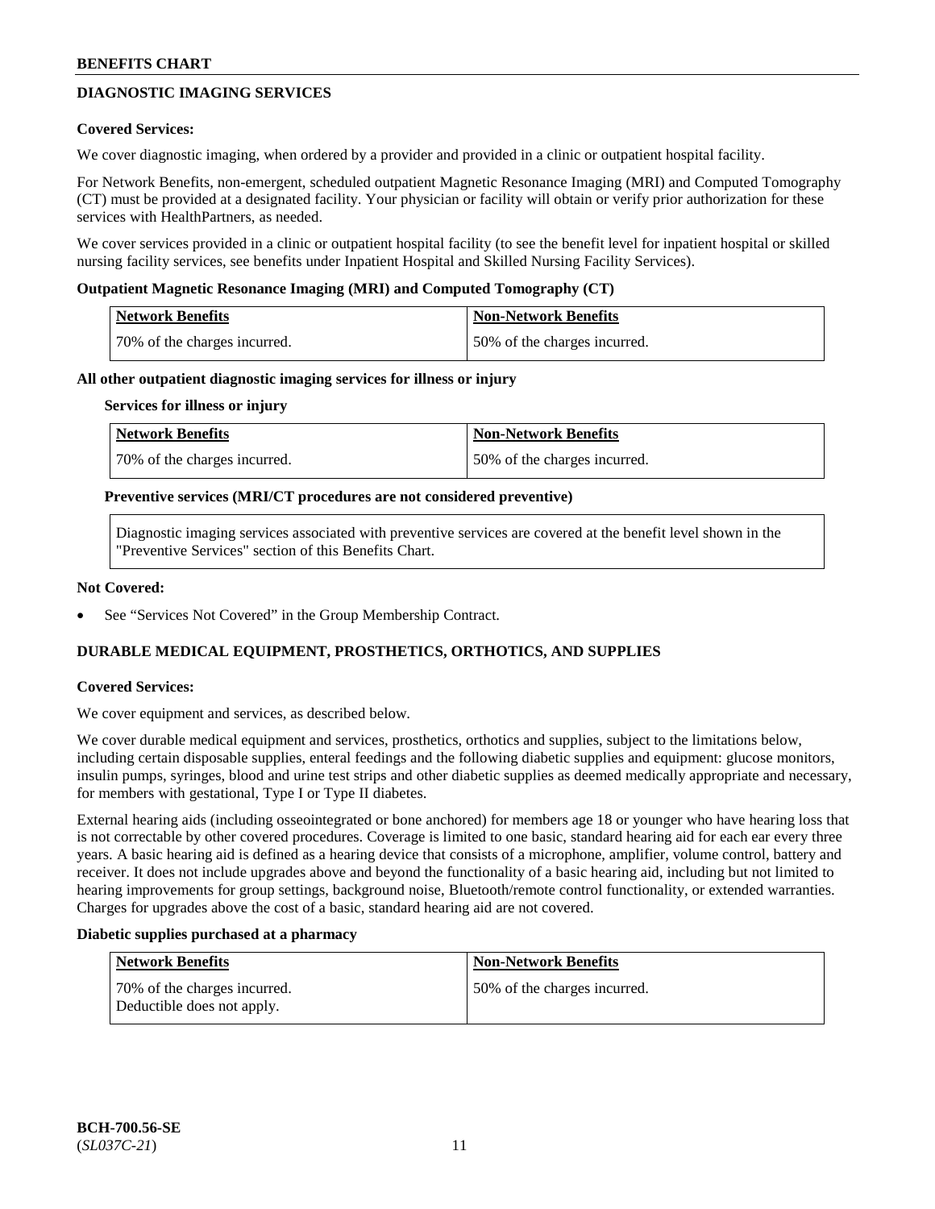## DIAGNOSTIC IMAGING SERVICES

**Covered Services:**

We cover diagnostic imaging, when ordered by a provider and provided in a clinic or outpatient hospital facility.

For Network Benefits, non-emergent, scheduled outpatient Magnetic Resonance Imaging (MRI) and Computed Tomography (CT) must be provided at a designated facility. Your physician or facility will obtain or verify prior authorization for these services with HealthPartners, as needed.

We cover services provided in a clinic or outpatient hospital facility (to see the benefit level for inpatient hospital or skilled nursing facility services, see benefits under Inpatient Hospital and Skilled Nursing Facility Services).

**Outpatient Magnetic Resonance Imaging (MRI) and Computed Tomography (CT)**

| Network Benefits | Non-Network Benefits |
|---|---|
| 70% of the charges incurred. | 50% of the charges incurred. |

**All other outpatient diagnostic imaging services for illness or injury**

**Services for illness or injury**

| Network Benefits | Non-Network Benefits |
|---|---|
| 70% of the charges incurred. | 50% of the charges incurred. |

**Preventive services (MRI/CT procedures are not considered preventive)**

Diagnostic imaging services associated with preventive services are covered at the benefit level shown in the "Preventive Services" section of this Benefits Chart.

**Not Covered:**

- See "Services Not Covered" in the Group Membership Contract.

## DURABLE MEDICAL EQUIPMENT, PROSTHETICS, ORTHOTICS, AND SUPPLIES

**Covered Services:**

We cover equipment and services, as described below.

We cover durable medical equipment and services, prosthetics, orthotics and supplies, subject to the limitations below, including certain disposable supplies, enteral feedings and the following diabetic supplies and equipment: glucose monitors, insulin pumps, syringes, blood and urine test strips and other diabetic supplies as deemed medically appropriate and necessary, for members with gestational, Type I or Type II diabetes.

External hearing aids (including osseointegrated or bone anchored) for members age 18 or younger who have hearing loss that is not correctable by other covered procedures. Coverage is limited to one basic, standard hearing aid for each ear every three years. A basic hearing aid is defined as a hearing device that consists of a microphone, amplifier, volume control, battery and receiver. It does not include upgrades above and beyond the functionality of a basic hearing aid, including but not limited to hearing improvements for group settings, background noise, Bluetooth/remote control functionality, or extended warranties. Charges for upgrades above the cost of a basic, standard hearing aid are not covered.

**Diabetic supplies purchased at a pharmacy**

| Network Benefits | Non-Network Benefits |
|---|---|
| 70% of the charges incurred. Deductible does not apply. | 50% of the charges incurred. |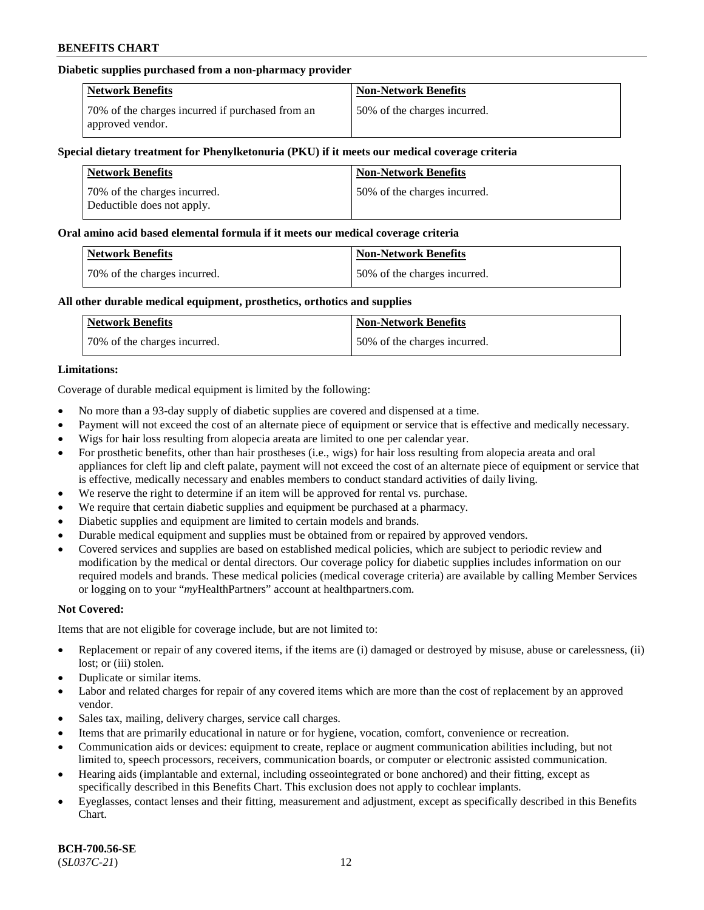**Diabetic supplies purchased from a non-pharmacy provider**

| Network Benefits | Non-Network Benefits |
| --- | --- |
| 70% of the charges incurred if purchased from an approved vendor. | 50% of the charges incurred. |

**Special dietary treatment for Phenylketonuria (PKU) if it meets our medical coverage criteria**

| Network Benefits | Non-Network Benefits |
| --- | --- |
| 70% of the charges incurred. Deductible does not apply. | 50% of the charges incurred. |

**Oral amino acid based elemental formula if it meets our medical coverage criteria**

| Network Benefits | Non-Network Benefits |
| --- | --- |
| 70% of the charges incurred. | 50% of the charges incurred. |

**All other durable medical equipment, prosthetics, orthotics and supplies**

| Network Benefits | Non-Network Benefits |
| --- | --- |
| 70% of the charges incurred. | 50% of the charges incurred. |

**Limitations:**

Coverage of durable medical equipment is limited by the following:

- No more than a 93-day supply of diabetic supplies are covered and dispensed at a time.
- Payment will not exceed the cost of an alternate piece of equipment or service that is effective and medically necessary.
- Wigs for hair loss resulting from alopecia areata are limited to one per calendar year.
- For prosthetic benefits, other than hair prostheses (i.e., wigs) for hair loss resulting from alopecia areata and oral appliances for cleft lip and cleft palate, payment will not exceed the cost of an alternate piece of equipment or service that is effective, medically necessary and enables members to conduct standard activities of daily living.
- We reserve the right to determine if an item will be approved for rental vs. purchase.
- We require that certain diabetic supplies and equipment be purchased at a pharmacy.
- Diabetic supplies and equipment are limited to certain models and brands.
- Durable medical equipment and supplies must be obtained from or repaired by approved vendors.
- Covered services and supplies are based on established medical policies, which are subject to periodic review and modification by the medical or dental directors. Our coverage policy for diabetic supplies includes information on our required models and brands. These medical policies (medical coverage criteria) are available by calling Member Services or logging on to your "*my*HealthPartners" account at healthpartners.com.

**Not Covered:**

Items that are not eligible for coverage include, but are not limited to:

- Replacement or repair of any covered items, if the items are (i) damaged or destroyed by misuse, abuse or carelessness, (ii) lost; or (iii) stolen.
- Duplicate or similar items.
- Labor and related charges for repair of any covered items which are more than the cost of replacement by an approved vendor.
- Sales tax, mailing, delivery charges, service call charges.
- Items that are primarily educational in nature or for hygiene, vocation, comfort, convenience or recreation.
- Communication aids or devices: equipment to create, replace or augment communication abilities including, but not limited to, speech processors, receivers, communication boards, or computer or electronic assisted communication.
- Hearing aids (implantable and external, including osseointegrated or bone anchored) and their fitting, except as specifically described in this Benefits Chart. This exclusion does not apply to cochlear implants.
- Eyeglasses, contact lenses and their fitting, measurement and adjustment, except as specifically described in this Benefits Chart.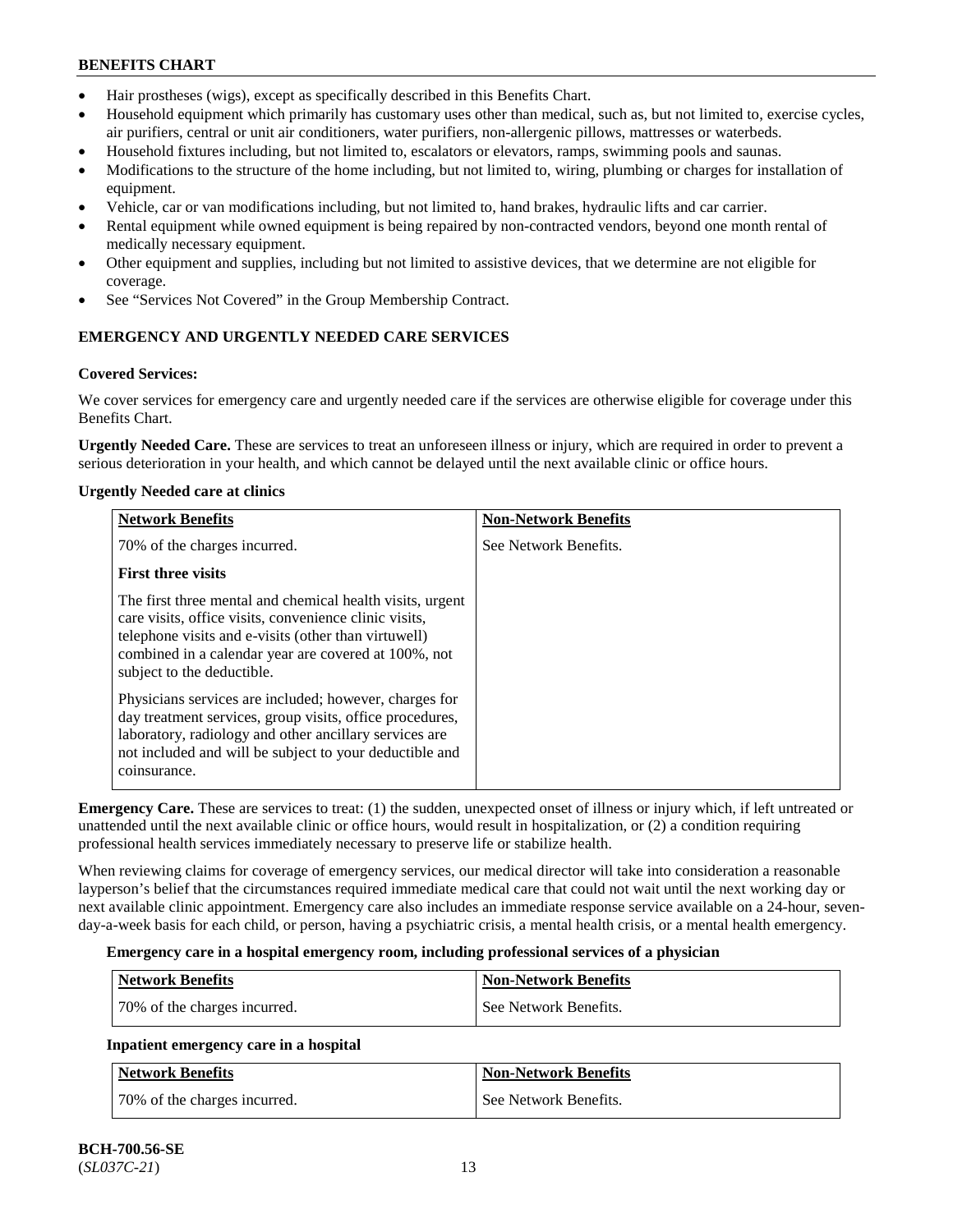- Hair prostheses (wigs), except as specifically described in this Benefits Chart.
- Household equipment which primarily has customary uses other than medical, such as, but not limited to, exercise cycles, air purifiers, central or unit air conditioners, water purifiers, non-allergenic pillows, mattresses or waterbeds.
- Household fixtures including, but not limited to, escalators or elevators, ramps, swimming pools and saunas.
- Modifications to the structure of the home including, but not limited to, wiring, plumbing or charges for installation of equipment.
- Vehicle, car or van modifications including, but not limited to, hand brakes, hydraulic lifts and car carrier.
- Rental equipment while owned equipment is being repaired by non-contracted vendors, beyond one month rental of medically necessary equipment.
- Other equipment and supplies, including but not limited to assistive devices, that we determine are not eligible for coverage.
- See "Services Not Covered" in the Group Membership Contract.

## EMERGENCY AND URGENTLY NEEDED CARE SERVICES

**Covered Services:**

We cover services for emergency care and urgently needed care if the services are otherwise eligible for coverage under this Benefits Chart.

**Urgently Needed Care.** These are services to treat an unforeseen illness or injury, which are required in order to prevent a serious deterioration in your health, and which cannot be delayed until the next available clinic or office hours.

**Urgently Needed care at clinics**

| Network Benefits | Non-Network Benefits |
|---|---|
| 70% of the charges incurred.<br><br>**First three visits**<br><br>The first three mental and chemical health visits, urgent care visits, office visits, convenience clinic visits, telephone visits and e-visits (other than virtuwell) combined in a calendar year are covered at 100%, not subject to the deductible.<br><br>Physicians services are included; however, charges for day treatment services, group visits, office procedures, laboratory, radiology and other ancillary services are not included and will be subject to your deductible and coinsurance. | See Network Benefits. |

**Emergency Care.** These are services to treat: (1) the sudden, unexpected onset of illness or injury which, if left untreated or unattended until the next available clinic or office hours, would result in hospitalization, or (2) a condition requiring professional health services immediately necessary to preserve life or stabilize health.

When reviewing claims for coverage of emergency services, our medical director will take into consideration a reasonable layperson's belief that the circumstances required immediate medical care that could not wait until the next working day or next available clinic appointment. Emergency care also includes an immediate response service available on a 24-hour, seven-day-a-week basis for each child, or person, having a psychiatric crisis, a mental health crisis, or a mental health emergency.

**Emergency care in a hospital emergency room, including professional services of a physician**

| Network Benefits | Non-Network Benefits |
|---|---|
| 70% of the charges incurred. | See Network Benefits. |

**Inpatient emergency care in a hospital**

| Network Benefits | Non-Network Benefits |
|---|---|
| 70% of the charges incurred. | See Network Benefits. |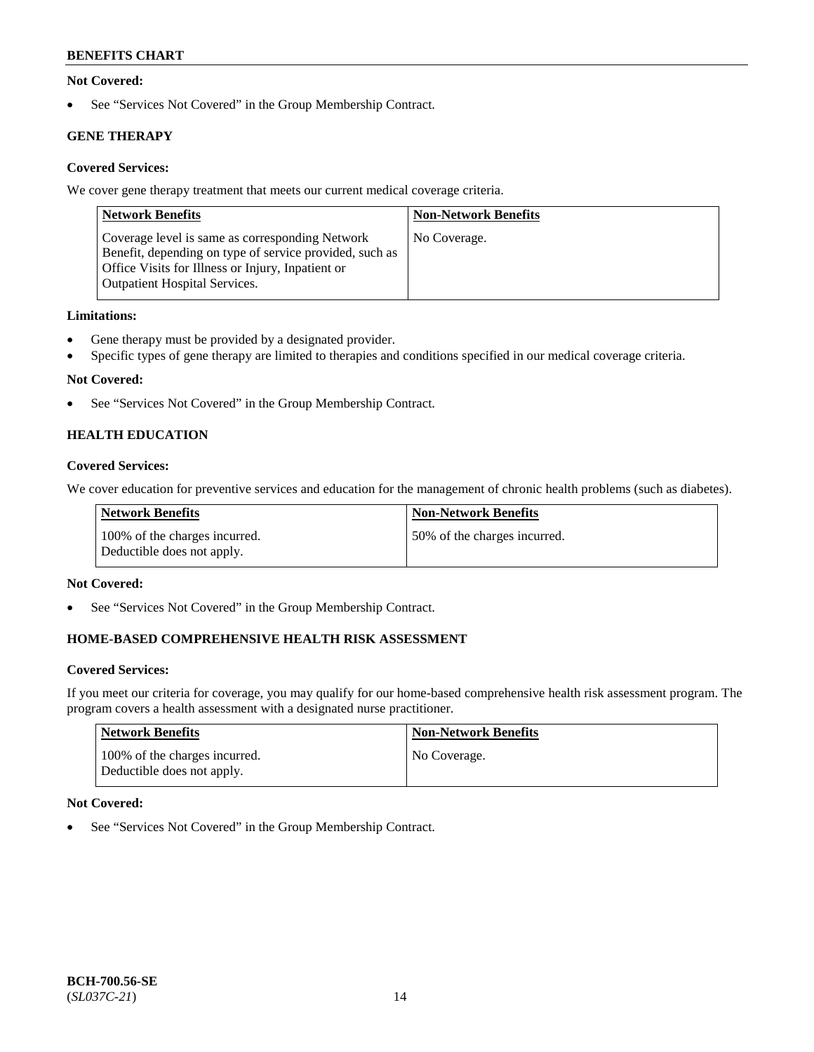**Not Covered:**

- See "Services Not Covered" in the Group Membership Contract.

### GENE THERAPY

**Covered Services:**

We cover gene therapy treatment that meets our current medical coverage criteria.

| Network Benefits | Non-Network Benefits |
|---|---|
| Coverage level is same as corresponding Network Benefit, depending on type of service provided, such as Office Visits for Illness or Injury, Inpatient or Outpatient Hospital Services. | No Coverage. |

**Limitations:**

- Gene therapy must be provided by a designated provider.
- Specific types of gene therapy are limited to therapies and conditions specified in our medical coverage criteria.

**Not Covered:**

- See "Services Not Covered" in the Group Membership Contract.

### HEALTH EDUCATION

**Covered Services:**

We cover education for preventive services and education for the management of chronic health problems (such as diabetes).

| Network Benefits | Non-Network Benefits |
|---|---|
| 100% of the charges incurred. Deductible does not apply. | 50% of the charges incurred. |

**Not Covered:**

- See "Services Not Covered" in the Group Membership Contract.

### HOME-BASED COMPREHENSIVE HEALTH RISK ASSESSMENT

**Covered Services:**

If you meet our criteria for coverage, you may qualify for our home-based comprehensive health risk assessment program. The program covers a health assessment with a designated nurse practitioner.

| Network Benefits | Non-Network Benefits |
|---|---|
| 100% of the charges incurred. Deductible does not apply. | No Coverage. |

**Not Covered:**

- See "Services Not Covered" in the Group Membership Contract.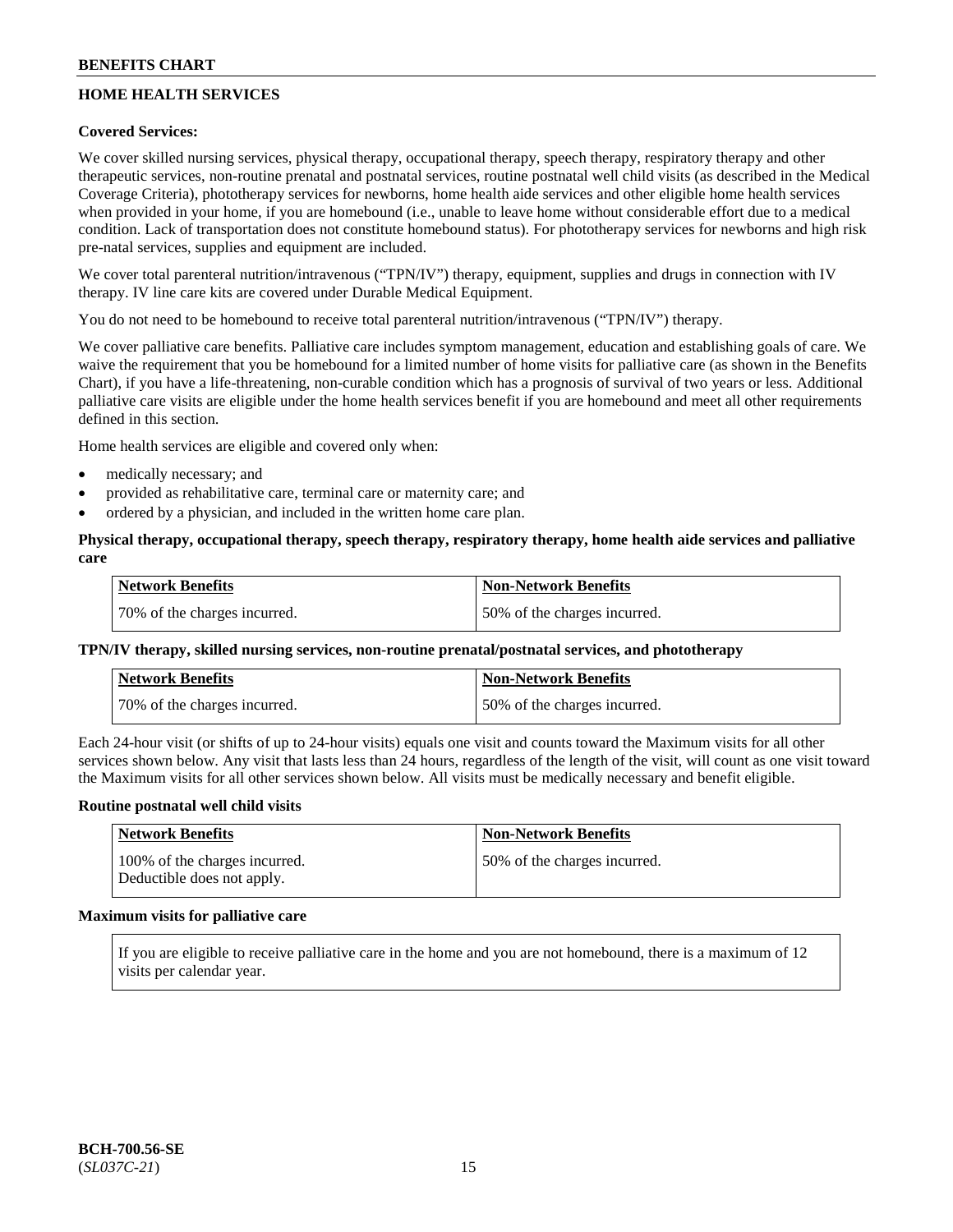## HOME HEALTH SERVICES

**Covered Services:**

We cover skilled nursing services, physical therapy, occupational therapy, speech therapy, respiratory therapy and other therapeutic services, non-routine prenatal and postnatal services, routine postnatal well child visits (as described in the Medical Coverage Criteria), phototherapy services for newborns, home health aide services and other eligible home health services when provided in your home, if you are homebound (i.e., unable to leave home without considerable effort due to a medical condition. Lack of transportation does not constitute homebound status). For phototherapy services for newborns and high risk pre-natal services, supplies and equipment are included.

We cover total parenteral nutrition/intravenous ("TPN/IV") therapy, equipment, supplies and drugs in connection with IV therapy. IV line care kits are covered under Durable Medical Equipment.

You do not need to be homebound to receive total parenteral nutrition/intravenous ("TPN/IV") therapy.

We cover palliative care benefits. Palliative care includes symptom management, education and establishing goals of care. We waive the requirement that you be homebound for a limited number of home visits for palliative care (as shown in the Benefits Chart), if you have a life-threatening, non-curable condition which has a prognosis of survival of two years or less. Additional palliative care visits are eligible under the home health services benefit if you are homebound and meet all other requirements defined in this section.

Home health services are eligible and covered only when:

- medically necessary; and
- provided as rehabilitative care, terminal care or maternity care; and
- ordered by a physician, and included in the written home care plan.

**Physical therapy, occupational therapy, speech therapy, respiratory therapy, home health aide services and palliative care**

| Network Benefits | Non-Network Benefits |
|---|---|
| 70% of the charges incurred. | 50% of the charges incurred. |

**TPN/IV therapy, skilled nursing services, non-routine prenatal/postnatal services, and phototherapy**

| Network Benefits | Non-Network Benefits |
|---|---|
| 70% of the charges incurred. | 50% of the charges incurred. |

Each 24-hour visit (or shifts of up to 24-hour visits) equals one visit and counts toward the Maximum visits for all other services shown below. Any visit that lasts less than 24 hours, regardless of the length of the visit, will count as one visit toward the Maximum visits for all other services shown below. All visits must be medically necessary and benefit eligible.

**Routine postnatal well child visits**

| Network Benefits | Non-Network Benefits |
|---|---|
| 100% of the charges incurred. Deductible does not apply. | 50% of the charges incurred. |

**Maximum visits for palliative care**

| If you are eligible to receive palliative care in the home and you are not homebound, there is a maximum of 12 visits per calendar year. |
|---|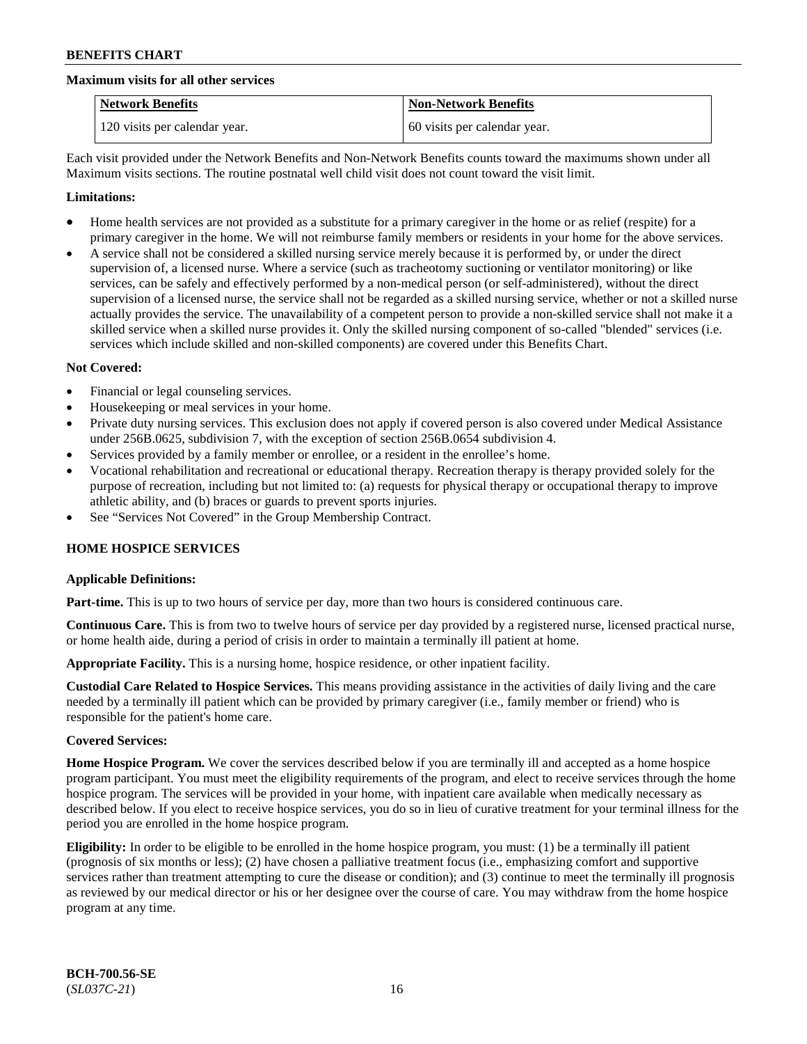**Maximum visits for all other services**

| Network Benefits | Non-Network Benefits |
|---|---|
| 120 visits per calendar year. | 60 visits per calendar year. |

Each visit provided under the Network Benefits and Non-Network Benefits counts toward the maximums shown under all Maximum visits sections. The routine postnatal well child visit does not count toward the visit limit.

**Limitations:**

- Home health services are not provided as a substitute for a primary caregiver in the home or as relief (respite) for a primary caregiver in the home. We will not reimburse family members or residents in your home for the above services.
- A service shall not be considered a skilled nursing service merely because it is performed by, or under the direct supervision of, a licensed nurse. Where a service (such as tracheotomy suctioning or ventilator monitoring) or like services, can be safely and effectively performed by a non-medical person (or self-administered), without the direct supervision of a licensed nurse, the service shall not be regarded as a skilled nursing service, whether or not a skilled nurse actually provides the service. The unavailability of a competent person to provide a non-skilled service shall not make it a skilled service when a skilled nurse provides it. Only the skilled nursing component of so-called "blended" services (i.e. services which include skilled and non-skilled components) are covered under this Benefits Chart.

**Not Covered:**

- Financial or legal counseling services.
- Housekeeping or meal services in your home.
- Private duty nursing services. This exclusion does not apply if covered person is also covered under Medical Assistance under 256B.0625, subdivision 7, with the exception of section 256B.0654 subdivision 4.
- Services provided by a family member or enrollee, or a resident in the enrollee's home.
- Vocational rehabilitation and recreational or educational therapy. Recreation therapy is therapy provided solely for the purpose of recreation, including but not limited to: (a) requests for physical therapy or occupational therapy to improve athletic ability, and (b) braces or guards to prevent sports injuries.
- See "Services Not Covered" in the Group Membership Contract.

## HOME HOSPICE SERVICES

**Applicable Definitions:**

**Part-time.** This is up to two hours of service per day, more than two hours is considered continuous care.

**Continuous Care.** This is from two to twelve hours of service per day provided by a registered nurse, licensed practical nurse, or home health aide, during a period of crisis in order to maintain a terminally ill patient at home.

**Appropriate Facility.** This is a nursing home, hospice residence, or other inpatient facility.

**Custodial Care Related to Hospice Services.** This means providing assistance in the activities of daily living and the care needed by a terminally ill patient which can be provided by primary caregiver (i.e., family member or friend) who is responsible for the patient's home care.

**Covered Services:**

**Home Hospice Program.** We cover the services described below if you are terminally ill and accepted as a home hospice program participant. You must meet the eligibility requirements of the program, and elect to receive services through the home hospice program. The services will be provided in your home, with inpatient care available when medically necessary as described below. If you elect to receive hospice services, you do so in lieu of curative treatment for your terminal illness for the period you are enrolled in the home hospice program.

**Eligibility:** In order to be eligible to be enrolled in the home hospice program, you must: (1) be a terminally ill patient (prognosis of six months or less); (2) have chosen a palliative treatment focus (i.e., emphasizing comfort and supportive services rather than treatment attempting to cure the disease or condition); and (3) continue to meet the terminally ill prognosis as reviewed by our medical director or his or her designee over the course of care. You may withdraw from the home hospice program at any time.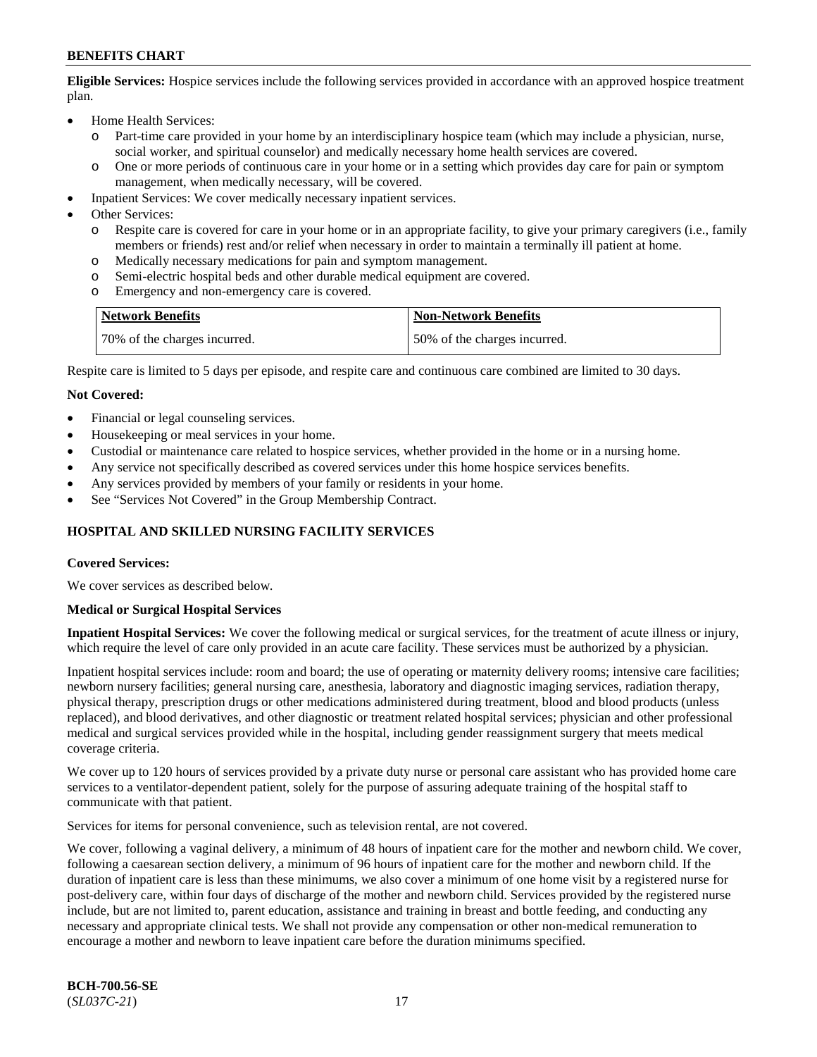**Eligible Services:** Hospice services include the following services provided in accordance with an approved hospice treatment plan.

- Home Health Services:
  - Part-time care provided in your home by an interdisciplinary hospice team (which may include a physician, nurse, social worker, and spiritual counselor) and medically necessary home health services are covered.
  - One or more periods of continuous care in your home or in a setting which provides day care for pain or symptom management, when medically necessary, will be covered.
- Inpatient Services: We cover medically necessary inpatient services.
- Other Services:
  - Respite care is covered for care in your home or in an appropriate facility, to give your primary caregivers (i.e., family members or friends) rest and/or relief when necessary in order to maintain a terminally ill patient at home.
  - Medically necessary medications for pain and symptom management.
  - Semi-electric hospital beds and other durable medical equipment are covered.
  - Emergency and non-emergency care is covered.

| Network Benefits | Non-Network Benefits |
|---|---|
| 70% of the charges incurred. | 50% of the charges incurred. |

Respite care is limited to 5 days per episode, and respite care and continuous care combined are limited to 30 days.

**Not Covered:**

- Financial or legal counseling services.
- Housekeeping or meal services in your home.
- Custodial or maintenance care related to hospice services, whether provided in the home or in a nursing home.
- Any service not specifically described as covered services under this home hospice services benefits.
- Any services provided by members of your family or residents in your home.
- See "Services Not Covered" in the Group Membership Contract.

## HOSPITAL AND SKILLED NURSING FACILITY SERVICES

**Covered Services:**

We cover services as described below.

**Medical or Surgical Hospital Services**

**Inpatient Hospital Services:** We cover the following medical or surgical services, for the treatment of acute illness or injury, which require the level of care only provided in an acute care facility. These services must be authorized by a physician.

Inpatient hospital services include: room and board; the use of operating or maternity delivery rooms; intensive care facilities; newborn nursery facilities; general nursing care, anesthesia, laboratory and diagnostic imaging services, radiation therapy, physical therapy, prescription drugs or other medications administered during treatment, blood and blood products (unless replaced), and blood derivatives, and other diagnostic or treatment related hospital services; physician and other professional medical and surgical services provided while in the hospital, including gender reassignment surgery that meets medical coverage criteria.

We cover up to 120 hours of services provided by a private duty nurse or personal care assistant who has provided home care services to a ventilator-dependent patient, solely for the purpose of assuring adequate training of the hospital staff to communicate with that patient.

Services for items for personal convenience, such as television rental, are not covered.

We cover, following a vaginal delivery, a minimum of 48 hours of inpatient care for the mother and newborn child. We cover, following a caesarean section delivery, a minimum of 96 hours of inpatient care for the mother and newborn child. If the duration of inpatient care is less than these minimums, we also cover a minimum of one home visit by a registered nurse for post-delivery care, within four days of discharge of the mother and newborn child. Services provided by the registered nurse include, but are not limited to, parent education, assistance and training in breast and bottle feeding, and conducting any necessary and appropriate clinical tests. We shall not provide any compensation or other non-medical remuneration to encourage a mother and newborn to leave inpatient care before the duration minimums specified.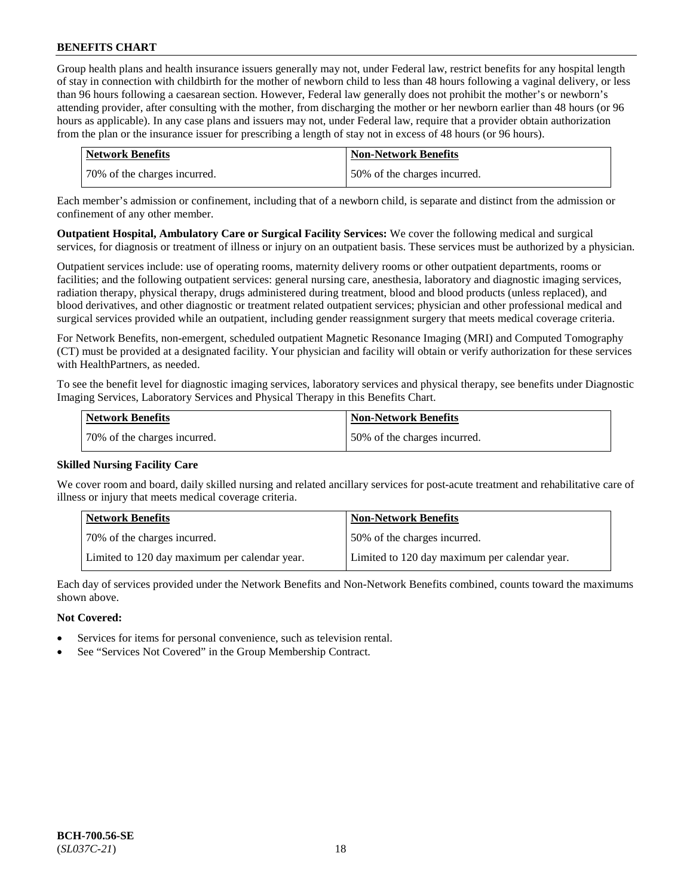Group health plans and health insurance issuers generally may not, under Federal law, restrict benefits for any hospital length of stay in connection with childbirth for the mother of newborn child to less than 48 hours following a vaginal delivery, or less than 96 hours following a caesarean section. However, Federal law generally does not prohibit the mother's or newborn's attending provider, after consulting with the mother, from discharging the mother or her newborn earlier than 48 hours (or 96 hours as applicable). In any case plans and issuers may not, under Federal law, require that a provider obtain authorization from the plan or the insurance issuer for prescribing a length of stay not in excess of 48 hours (or 96 hours).

| Network Benefits | Non-Network Benefits |
|---|---|
| 70% of the charges incurred. | 50% of the charges incurred. |

Each member's admission or confinement, including that of a newborn child, is separate and distinct from the admission or confinement of any other member.

**Outpatient Hospital, Ambulatory Care or Surgical Facility Services:** We cover the following medical and surgical services, for diagnosis or treatment of illness or injury on an outpatient basis. These services must be authorized by a physician.

Outpatient services include: use of operating rooms, maternity delivery rooms or other outpatient departments, rooms or facilities; and the following outpatient services: general nursing care, anesthesia, laboratory and diagnostic imaging services, radiation therapy, physical therapy, drugs administered during treatment, blood and blood products (unless replaced), and blood derivatives, and other diagnostic or treatment related outpatient services; physician and other professional medical and surgical services provided while an outpatient, including gender reassignment surgery that meets medical coverage criteria.

For Network Benefits, non-emergent, scheduled outpatient Magnetic Resonance Imaging (MRI) and Computed Tomography (CT) must be provided at a designated facility. Your physician and facility will obtain or verify authorization for these services with HealthPartners, as needed.

To see the benefit level for diagnostic imaging services, laboratory services and physical therapy, see benefits under Diagnostic Imaging Services, Laboratory Services and Physical Therapy in this Benefits Chart.

| Network Benefits | Non-Network Benefits |
|---|---|
| 70% of the charges incurred. | 50% of the charges incurred. |

**Skilled Nursing Facility Care**

We cover room and board, daily skilled nursing and related ancillary services for post-acute treatment and rehabilitative care of illness or injury that meets medical coverage criteria.

| Network Benefits | Non-Network Benefits |
|---|---|
| 70% of the charges incurred. | 50% of the charges incurred. |
| Limited to 120 day maximum per calendar year. | Limited to 120 day maximum per calendar year. |

Each day of services provided under the Network Benefits and Non-Network Benefits combined, counts toward the maximums shown above.

**Not Covered:**

- Services for items for personal convenience, such as television rental.
- See "Services Not Covered" in the Group Membership Contract.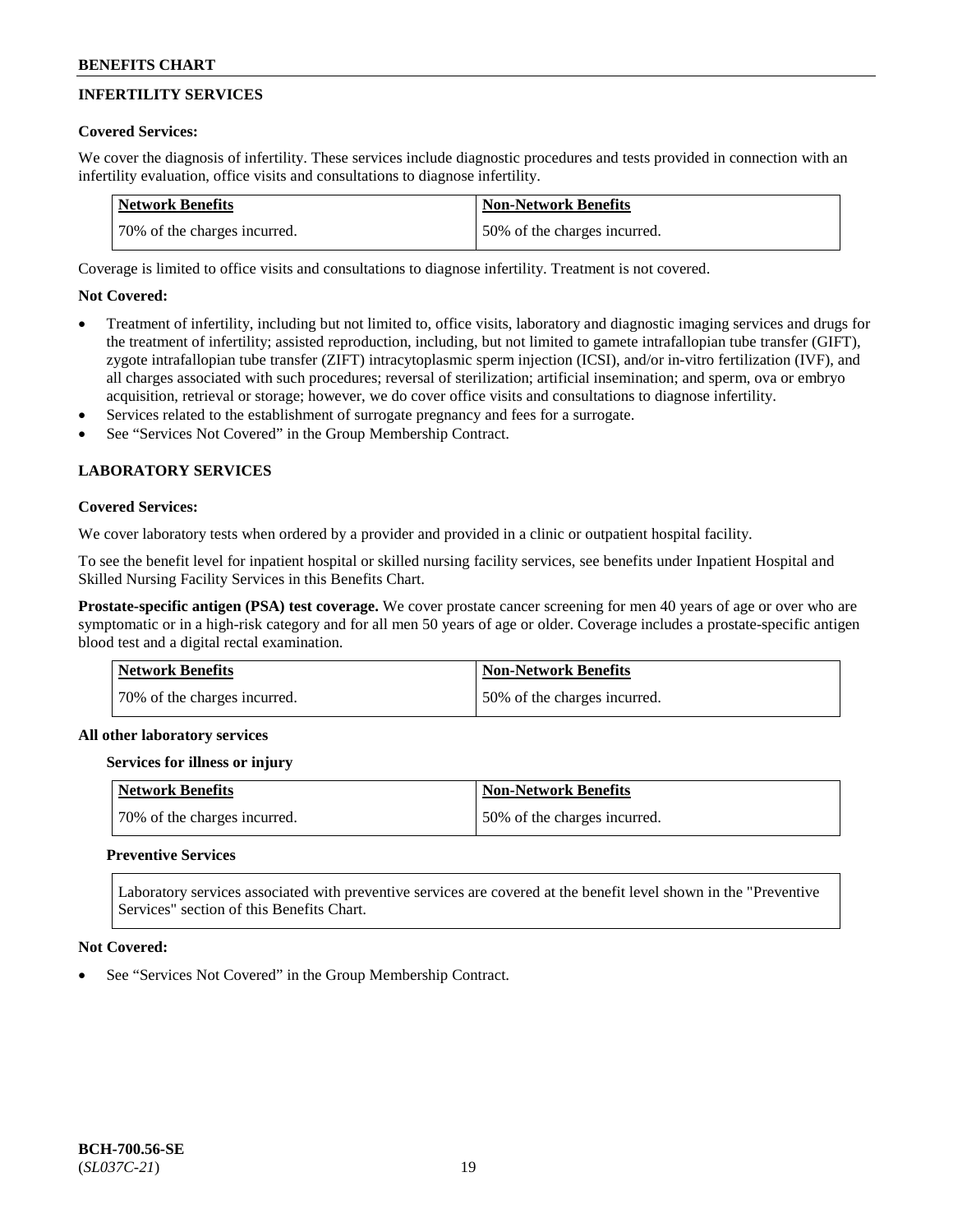## INFERTILITY SERVICES

**Covered Services:**

We cover the diagnosis of infertility. These services include diagnostic procedures and tests provided in connection with an infertility evaluation, office visits and consultations to diagnose infertility.

| Network Benefits | Non-Network Benefits |
| --- | --- |
| 70% of the charges incurred. | 50% of the charges incurred. |

Coverage is limited to office visits and consultations to diagnose infertility. Treatment is not covered.

**Not Covered:**

- Treatment of infertility, including but not limited to, office visits, laboratory and diagnostic imaging services and drugs for the treatment of infertility; assisted reproduction, including, but not limited to gamete intrafallopian tube transfer (GIFT), zygote intrafallopian tube transfer (ZIFT) intracytoplasmic sperm injection (ICSI), and/or in-vitro fertilization (IVF), and all charges associated with such procedures; reversal of sterilization; artificial insemination; and sperm, ova or embryo acquisition, retrieval or storage; however, we do cover office visits and consultations to diagnose infertility.
- Services related to the establishment of surrogate pregnancy and fees for a surrogate.
- See "Services Not Covered" in the Group Membership Contract.

## LABORATORY SERVICES

**Covered Services:**

We cover laboratory tests when ordered by a provider and provided in a clinic or outpatient hospital facility.

To see the benefit level for inpatient hospital or skilled nursing facility services, see benefits under Inpatient Hospital and Skilled Nursing Facility Services in this Benefits Chart.

**Prostate-specific antigen (PSA) test coverage.** We cover prostate cancer screening for men 40 years of age or over who are symptomatic or in a high-risk category and for all men 50 years of age or older. Coverage includes a prostate-specific antigen blood test and a digital rectal examination.

| Network Benefits | Non-Network Benefits |
| --- | --- |
| 70% of the charges incurred. | 50% of the charges incurred. |

**All other laboratory services**

**Services for illness or injury**

| Network Benefits | Non-Network Benefits |
| --- | --- |
| 70% of the charges incurred. | 50% of the charges incurred. |

**Preventive Services**

Laboratory services associated with preventive services are covered at the benefit level shown in the "Preventive Services" section of this Benefits Chart.

**Not Covered:**

- See "Services Not Covered" in the Group Membership Contract.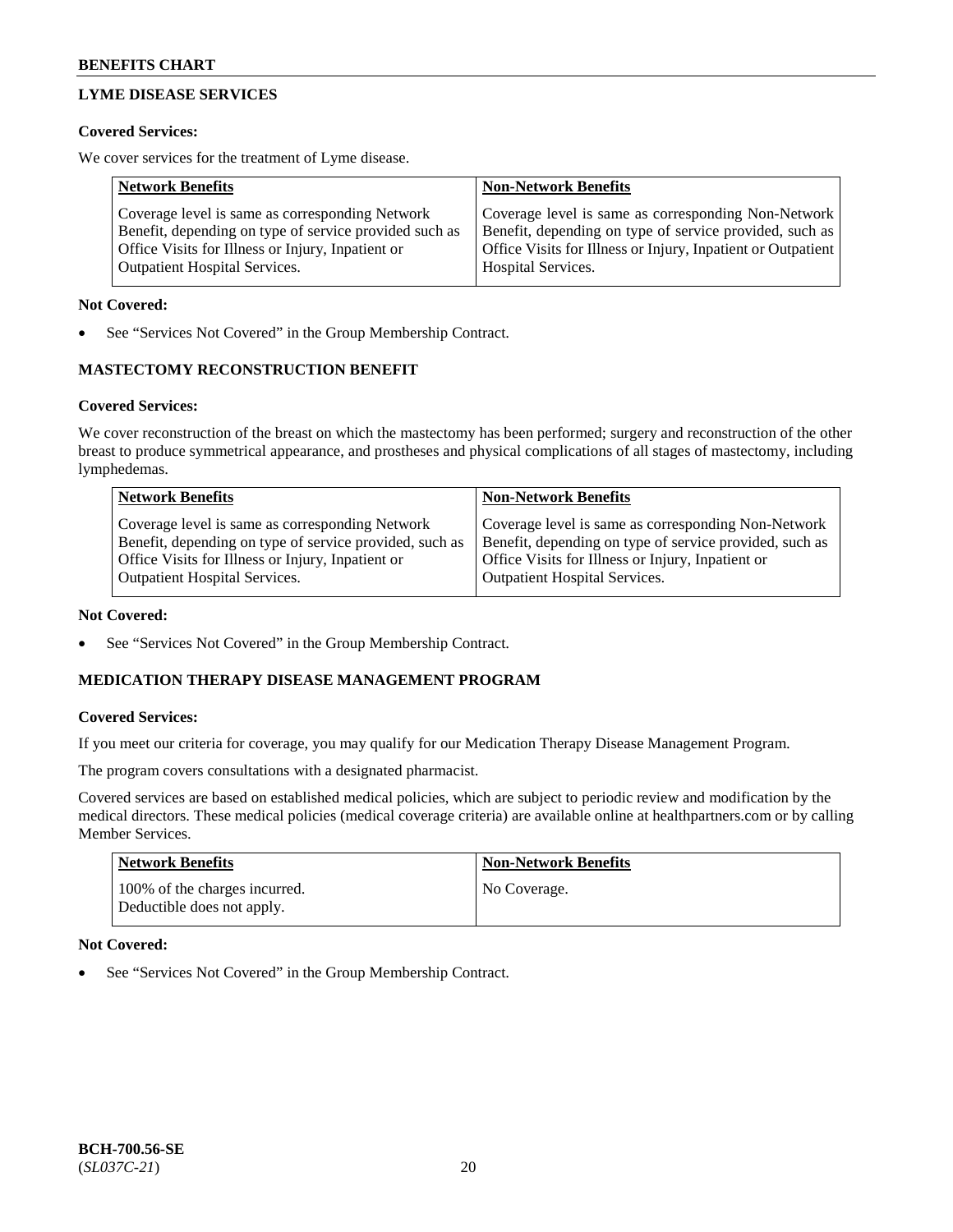## LYME DISEASE SERVICES

**Covered Services:**

We cover services for the treatment of Lyme disease.

| Network Benefits | Non-Network Benefits |
| --- | --- |
| Coverage level is same as corresponding Network Benefit, depending on type of service provided such as Office Visits for Illness or Injury, Inpatient or Outpatient Hospital Services. | Coverage level is same as corresponding Non-Network Benefit, depending on type of service provided, such as Office Visits for Illness or Injury, Inpatient or Outpatient Hospital Services. |

**Not Covered:**

- See "Services Not Covered" in the Group Membership Contract.

## MASTECTOMY RECONSTRUCTION BENEFIT

**Covered Services:**

We cover reconstruction of the breast on which the mastectomy has been performed; surgery and reconstruction of the other breast to produce symmetrical appearance, and prostheses and physical complications of all stages of mastectomy, including lymphedemas.

| Network Benefits | Non-Network Benefits |
| --- | --- |
| Coverage level is same as corresponding Network Benefit, depending on type of service provided, such as Office Visits for Illness or Injury, Inpatient or Outpatient Hospital Services. | Coverage level is same as corresponding Non-Network Benefit, depending on type of service provided, such as Office Visits for Illness or Injury, Inpatient or Outpatient Hospital Services. |

**Not Covered:**

- See "Services Not Covered" in the Group Membership Contract.

## MEDICATION THERAPY DISEASE MANAGEMENT PROGRAM

**Covered Services:**

If you meet our criteria for coverage, you may qualify for our Medication Therapy Disease Management Program.

The program covers consultations with a designated pharmacist.

Covered services are based on established medical policies, which are subject to periodic review and modification by the medical directors. These medical policies (medical coverage criteria) are available online at healthpartners.com or by calling Member Services.

| Network Benefits | Non-Network Benefits |
| --- | --- |
| 100% of the charges incurred. Deductible does not apply. | No Coverage. |

**Not Covered:**

- See "Services Not Covered" in the Group Membership Contract.

BCH-700.56-SE
(*SL037C-21*)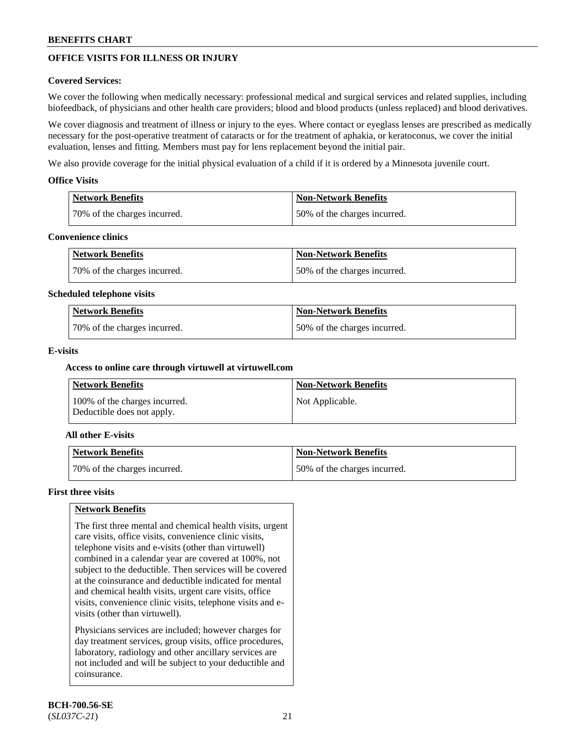## OFFICE VISITS FOR ILLNESS OR INJURY

**Covered Services:**

We cover the following when medically necessary: professional medical and surgical services and related supplies, including biofeedback, of physicians and other health care providers; blood and blood products (unless replaced) and blood derivatives.

We cover diagnosis and treatment of illness or injury to the eyes. Where contact or eyeglass lenses are prescribed as medically necessary for the post-operative treatment of cataracts or for the treatment of aphakia, or keratoconus, we cover the initial evaluation, lenses and fitting. Members must pay for lens replacement beyond the initial pair.

We also provide coverage for the initial physical evaluation of a child if it is ordered by a Minnesota juvenile court.

**Office Visits**

| Network Benefits | Non-Network Benefits |
|---|---|
| 70% of the charges incurred. | 50% of the charges incurred. |

**Convenience clinics**

| Network Benefits | Non-Network Benefits |
|---|---|
| 70% of the charges incurred. | 50% of the charges incurred. |

**Scheduled telephone visits**

| Network Benefits | Non-Network Benefits |
|---|---|
| 70% of the charges incurred. | 50% of the charges incurred. |

**E-visits**

**Access to online care through virtuwell at virtuwell.com**

| Network Benefits | Non-Network Benefits |
|---|---|
| 100% of the charges incurred. Deductible does not apply. | Not Applicable. |

**All other E-visits**

| Network Benefits | Non-Network Benefits |
|---|---|
| 70% of the charges incurred. | 50% of the charges incurred. |

**First three visits**

| Network Benefits |
|---|
| The first three mental and chemical health visits, urgent care visits, office visits, convenience clinic visits, telephone visits and e-visits (other than virtuwell) combined in a calendar year are covered at 100%, not subject to the deductible. Then services will be covered at the coinsurance and deductible indicated for mental and chemical health visits, urgent care visits, office visits, convenience clinic visits, telephone visits and e-visits (other than virtuwell). Physicians services are included; however charges for day treatment services, group visits, office procedures, laboratory, radiology and other ancillary services are not included and will be subject to your deductible and coinsurance. |

**BCH-700.56-SE**
(*SL037C-21*)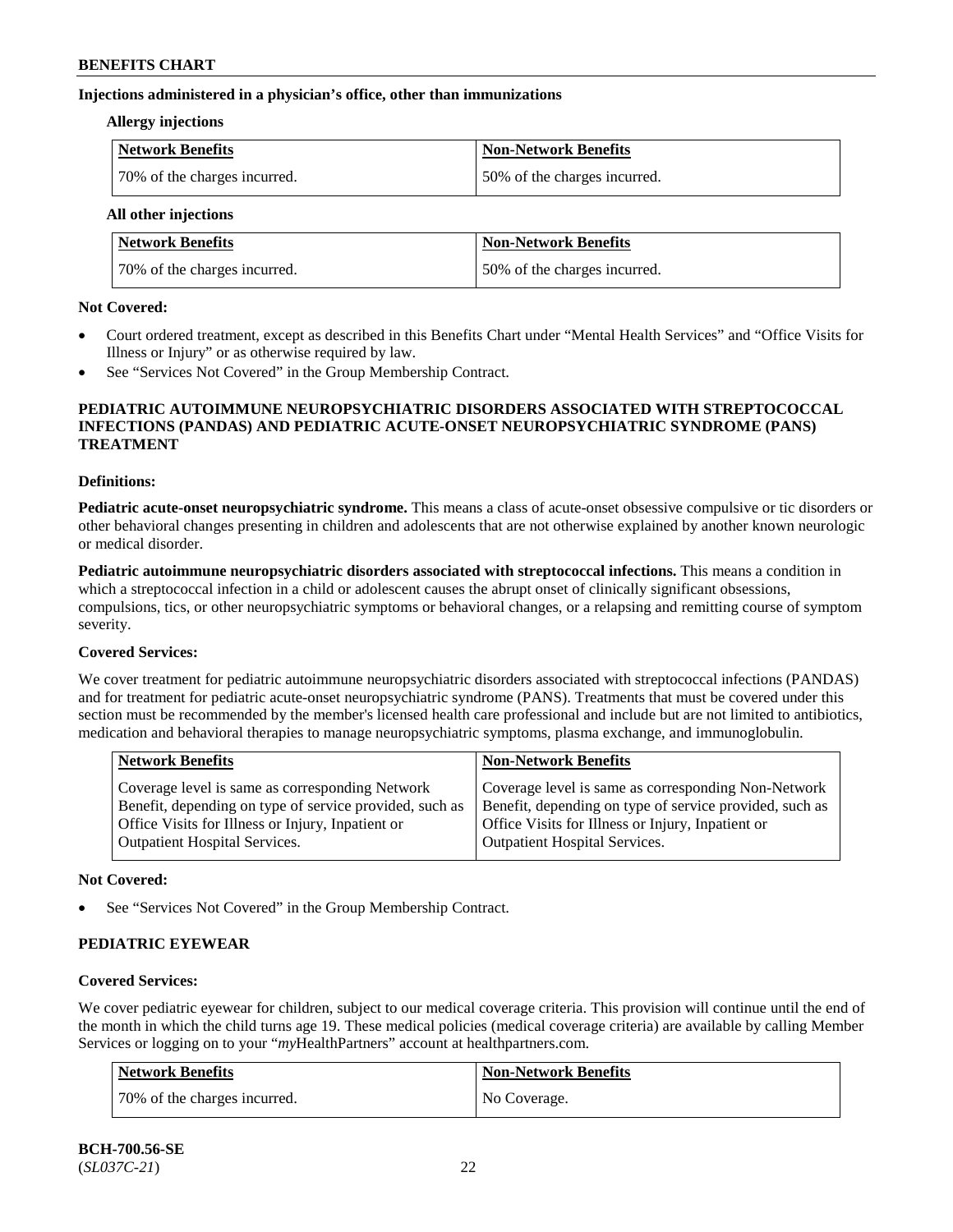**Injections administered in a physician's office, other than immunizations**

**Allergy injections**

| Network Benefits | Non-Network Benefits |
|---|---|
| 70% of the charges incurred. | 50% of the charges incurred. |

**All other injections**

| Network Benefits | Non-Network Benefits |
|---|---|
| 70% of the charges incurred. | 50% of the charges incurred. |

**Not Covered:**

- Court ordered treatment, except as described in this Benefits Chart under "Mental Health Services" and "Office Visits for Illness or Injury" or as otherwise required by law.
- See "Services Not Covered" in the Group Membership Contract.

## PEDIATRIC AUTOIMMUNE NEUROPSYCHIATRIC DISORDERS ASSOCIATED WITH STREPTOCOCCAL INFECTIONS (PANDAS) AND PEDIATRIC ACUTE-ONSET NEUROPSYCHIATRIC SYNDROME (PANS) TREATMENT

**Definitions:**

**Pediatric acute-onset neuropsychiatric syndrome.** This means a class of acute-onset obsessive compulsive or tic disorders or other behavioral changes presenting in children and adolescents that are not otherwise explained by another known neurologic or medical disorder.

**Pediatric autoimmune neuropsychiatric disorders associated with streptococcal infections.** This means a condition in which a streptococcal infection in a child or adolescent causes the abrupt onset of clinically significant obsessions, compulsions, tics, or other neuropsychiatric symptoms or behavioral changes, or a relapsing and remitting course of symptom severity.

**Covered Services:**

We cover treatment for pediatric autoimmune neuropsychiatric disorders associated with streptococcal infections (PANDAS) and for treatment for pediatric acute-onset neuropsychiatric syndrome (PANS). Treatments that must be covered under this section must be recommended by the member's licensed health care professional and include but are not limited to antibiotics, medication and behavioral therapies to manage neuropsychiatric symptoms, plasma exchange, and immunoglobulin.

| Network Benefits | Non-Network Benefits |
|---|---|
| Coverage level is same as corresponding Network Benefit, depending on type of service provided, such as Office Visits for Illness or Injury, Inpatient or Outpatient Hospital Services. | Coverage level is same as corresponding Non-Network Benefit, depending on type of service provided, such as Office Visits for Illness or Injury, Inpatient or Outpatient Hospital Services. |

**Not Covered:**

- See "Services Not Covered" in the Group Membership Contract.

## PEDIATRIC EYEWEAR

**Covered Services:**

We cover pediatric eyewear for children, subject to our medical coverage criteria. This provision will continue until the end of the month in which the child turns age 19. These medical policies (medical coverage criteria) are available by calling Member Services or logging on to your "*my*HealthPartners" account at healthpartners.com.

| Network Benefits | Non-Network Benefits |
|---|---|
| 70% of the charges incurred. | No Coverage. |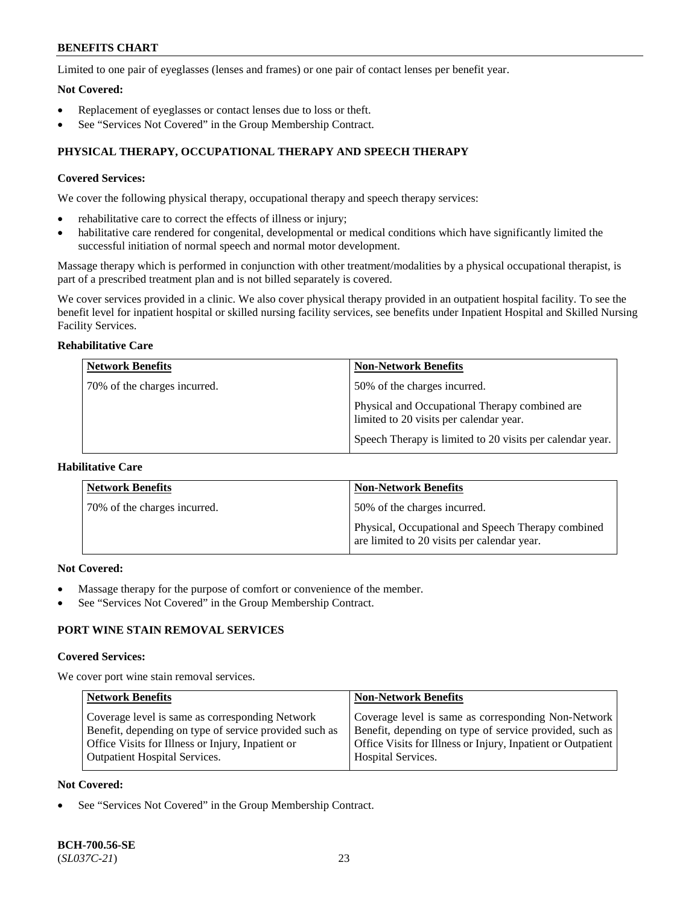Limited to one pair of eyeglasses (lenses and frames) or one pair of contact lenses per benefit year.

**Not Covered:**

- Replacement of eyeglasses or contact lenses due to loss or theft.
- See "Services Not Covered" in the Group Membership Contract.

## PHYSICAL THERAPY, OCCUPATIONAL THERAPY AND SPEECH THERAPY

**Covered Services:**

We cover the following physical therapy, occupational therapy and speech therapy services:

- rehabilitative care to correct the effects of illness or injury;
- habilitative care rendered for congenital, developmental or medical conditions which have significantly limited the successful initiation of normal speech and normal motor development.

Massage therapy which is performed in conjunction with other treatment/modalities by a physical occupational therapist, is part of a prescribed treatment plan and is not billed separately is covered.

We cover services provided in a clinic. We also cover physical therapy provided in an outpatient hospital facility. To see the benefit level for inpatient hospital or skilled nursing facility services, see benefits under Inpatient Hospital and Skilled Nursing Facility Services.

**Rehabilitative Care**

| Network Benefits | Non-Network Benefits |
|---|---|
| 70% of the charges incurred. | 50% of the charges incurred.<br><br>Physical and Occupational Therapy combined are limited to 20 visits per calendar year.<br><br>Speech Therapy is limited to 20 visits per calendar year. |

**Habilitative Care**

| Network Benefits | Non-Network Benefits |
|---|---|
| 70% of the charges incurred. | 50% of the charges incurred.<br><br>Physical, Occupational and Speech Therapy combined are limited to 20 visits per calendar year. |

**Not Covered:**

- Massage therapy for the purpose of comfort or convenience of the member.
- See "Services Not Covered" in the Group Membership Contract.

## PORT WINE STAIN REMOVAL SERVICES

**Covered Services:**

We cover port wine stain removal services.

| Network Benefits | Non-Network Benefits |
|---|---|
| Coverage level is same as corresponding Network Benefit, depending on type of service provided such as Office Visits for Illness or Injury, Inpatient or Outpatient Hospital Services. | Coverage level is same as corresponding Non-Network Benefit, depending on type of service provided, such as Office Visits for Illness or Injury, Inpatient or Outpatient Hospital Services. |

**Not Covered:**

- See "Services Not Covered" in the Group Membership Contract.

**BCH-700.56-SE**
(*SL037C-21*)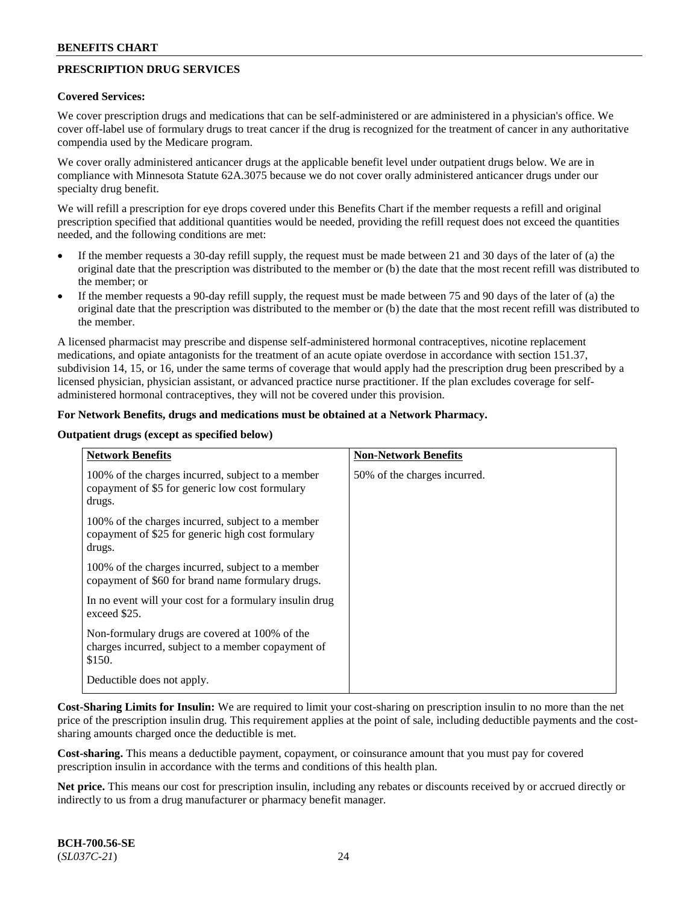## PRESCRIPTION DRUG SERVICES

**Covered Services:**

We cover prescription drugs and medications that can be self-administered or are administered in a physician's office. We cover off-label use of formulary drugs to treat cancer if the drug is recognized for the treatment of cancer in any authoritative compendia used by the Medicare program.

We cover orally administered anticancer drugs at the applicable benefit level under outpatient drugs below. We are in compliance with Minnesota Statute 62A.3075 because we do not cover orally administered anticancer drugs under our specialty drug benefit.

We will refill a prescription for eye drops covered under this Benefits Chart if the member requests a refill and original prescription specified that additional quantities would be needed, providing the refill request does not exceed the quantities needed, and the following conditions are met:

- If the member requests a 30-day refill supply, the request must be made between 21 and 30 days of the later of (a) the original date that the prescription was distributed to the member or (b) the date that the most recent refill was distributed to the member; or
- If the member requests a 90-day refill supply, the request must be made between 75 and 90 days of the later of (a) the original date that the prescription was distributed to the member or (b) the date that the most recent refill was distributed to the member.

A licensed pharmacist may prescribe and dispense self-administered hormonal contraceptives, nicotine replacement medications, and opiate antagonists for the treatment of an acute opiate overdose in accordance with section 151.37, subdivision 14, 15, or 16, under the same terms of coverage that would apply had the prescription drug been prescribed by a licensed physician, physician assistant, or advanced practice nurse practitioner. If the plan excludes coverage for self-administered hormonal contraceptives, they will not be covered under this provision.

**For Network Benefits, drugs and medications must be obtained at a Network Pharmacy.**

**Outpatient drugs (except as specified below)**

| **Network Benefits** | **Non-Network Benefits** |
|---|---|
| 100% of the charges incurred, subject to a member copayment of $5 for generic low cost formulary drugs.<br><br>100% of the charges incurred, subject to a member copayment of $25 for generic high cost formulary drugs.<br><br>100% of the charges incurred, subject to a member copayment of $60 for brand name formulary drugs.<br><br>In no event will your cost for a formulary insulin drug exceed $25.<br><br>Non-formulary drugs are covered at 100% of the charges incurred, subject to a member copayment of $150.<br><br>Deductible does not apply. | 50% of the charges incurred. |

**Cost-Sharing Limits for Insulin:** We are required to limit your cost-sharing on prescription insulin to no more than the net price of the prescription insulin drug. This requirement applies at the point of sale, including deductible payments and the cost-sharing amounts charged once the deductible is met.

**Cost-sharing.** This means a deductible payment, copayment, or coinsurance amount that you must pay for covered prescription insulin in accordance with the terms and conditions of this health plan.

**Net price.** This means our cost for prescription insulin, including any rebates or discounts received by or accrued directly or indirectly to us from a drug manufacturer or pharmacy benefit manager.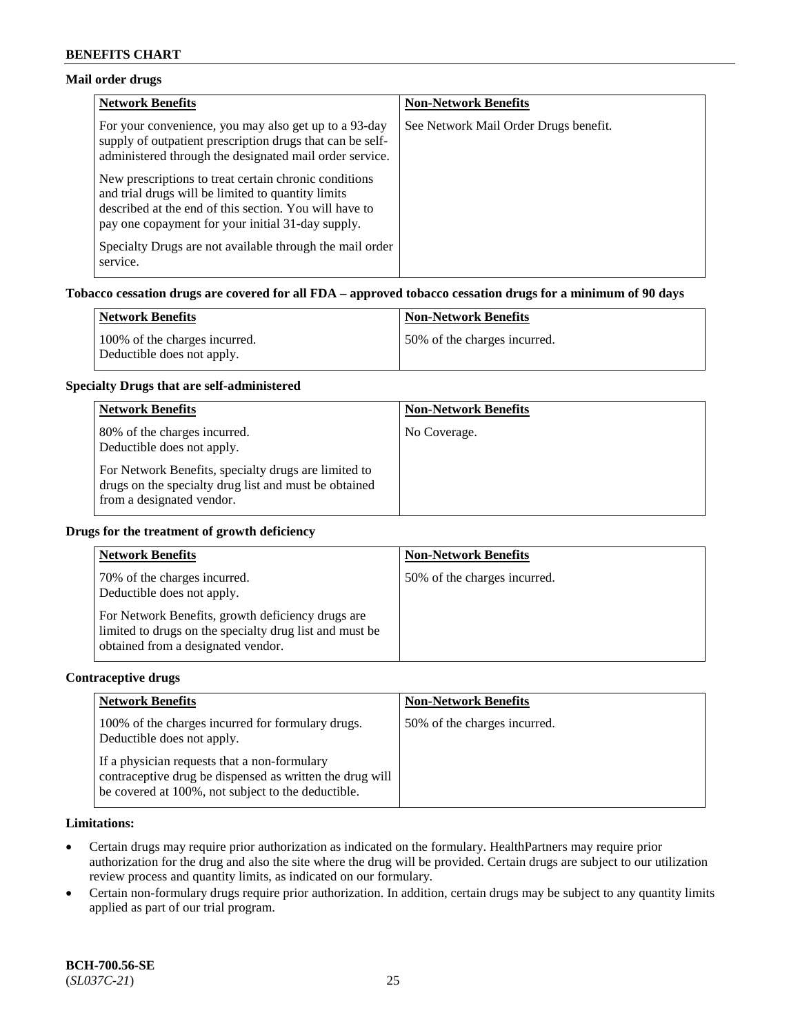**Mail order drugs**

| Network Benefits | Non-Network Benefits |
|---|---|
| For your convenience, you may also get up to a 93-day supply of outpatient prescription drugs that can be self-administered through the designated mail order service.<br><br>New prescriptions to treat certain chronic conditions and trial drugs will be limited to quantity limits described at the end of this section. You will have to pay one copayment for your initial 31-day supply.<br><br>Specialty Drugs are not available through the mail order service. | See Network Mail Order Drugs benefit. |

**Tobacco cessation drugs are covered for all FDA – approved tobacco cessation drugs for a minimum of 90 days**

| Network Benefits | Non-Network Benefits |
|---|---|
| 100% of the charges incurred.<br>Deductible does not apply. | 50% of the charges incurred. |

**Specialty Drugs that are self-administered**

| Network Benefits | Non-Network Benefits |
|---|---|
| 80% of the charges incurred.<br>Deductible does not apply.<br><br>For Network Benefits, specialty drugs are limited to drugs on the specialty drug list and must be obtained from a designated vendor. | No Coverage. |

**Drugs for the treatment of growth deficiency**

| Network Benefits | Non-Network Benefits |
|---|---|
| 70% of the charges incurred.<br>Deductible does not apply.<br><br>For Network Benefits, growth deficiency drugs are limited to drugs on the specialty drug list and must be obtained from a designated vendor. | 50% of the charges incurred. |

**Contraceptive drugs**

| Network Benefits | Non-Network Benefits |
|---|---|
| 100% of the charges incurred for formulary drugs.<br>Deductible does not apply.<br><br>If a physician requests that a non-formulary contraceptive drug be dispensed as written the drug will be covered at 100%, not subject to the deductible. | 50% of the charges incurred. |

**Limitations:**

- Certain drugs may require prior authorization as indicated on the formulary. HealthPartners may require prior authorization for the drug and also the site where the drug will be provided. Certain drugs are subject to our utilization review process and quantity limits, as indicated on our formulary.
- Certain non-formulary drugs require prior authorization. In addition, certain drugs may be subject to any quantity limits applied as part of our trial program.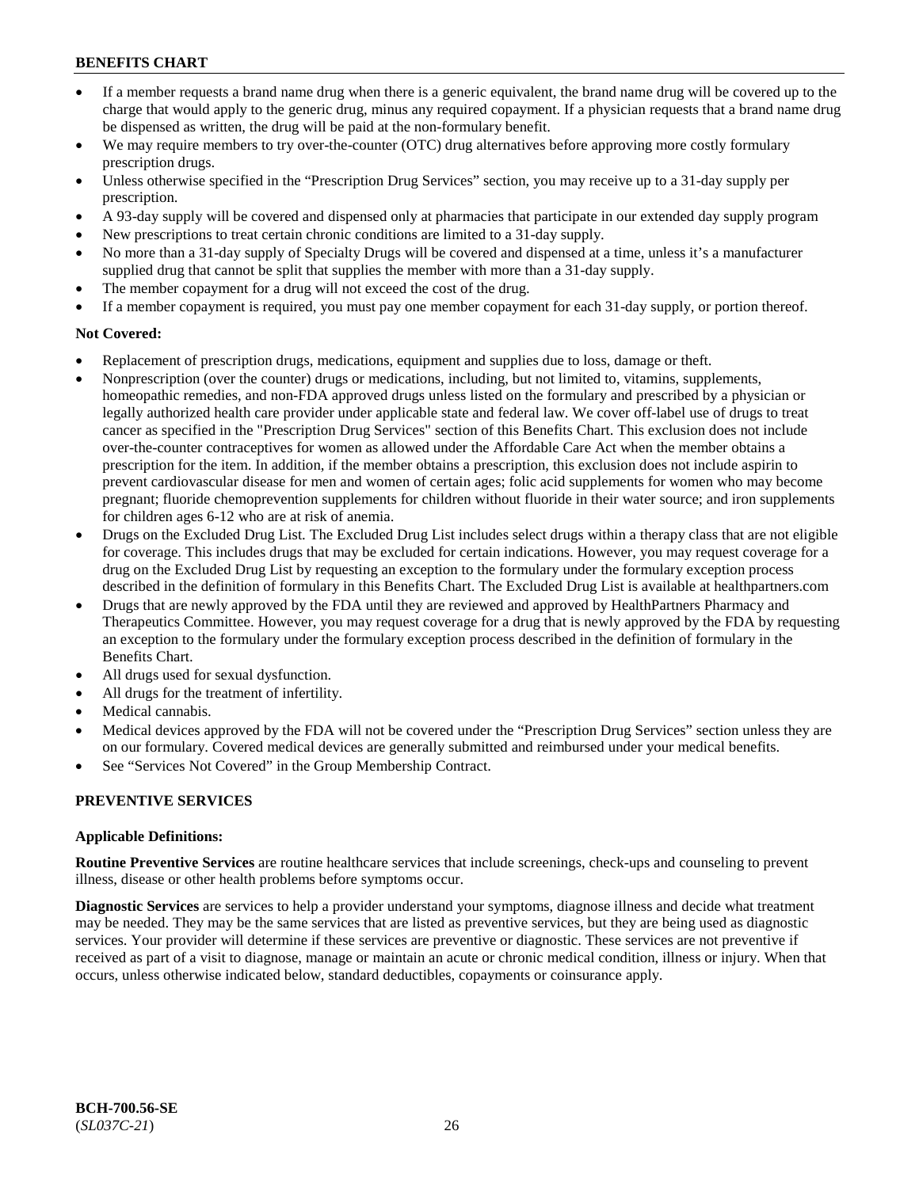- If a member requests a brand name drug when there is a generic equivalent, the brand name drug will be covered up to the charge that would apply to the generic drug, minus any required copayment. If a physician requests that a brand name drug be dispensed as written, the drug will be paid at the non-formulary benefit.
- We may require members to try over-the-counter (OTC) drug alternatives before approving more costly formulary prescription drugs.
- Unless otherwise specified in the "Prescription Drug Services" section, you may receive up to a 31-day supply per prescription.
- A 93-day supply will be covered and dispensed only at pharmacies that participate in our extended day supply program
- New prescriptions to treat certain chronic conditions are limited to a 31-day supply.
- No more than a 31-day supply of Specialty Drugs will be covered and dispensed at a time, unless it's a manufacturer supplied drug that cannot be split that supplies the member with more than a 31-day supply.
- The member copayment for a drug will not exceed the cost of the drug.
- If a member copayment is required, you must pay one member copayment for each 31-day supply, or portion thereof.

**Not Covered:**

- Replacement of prescription drugs, medications, equipment and supplies due to loss, damage or theft.
- Nonprescription (over the counter) drugs or medications, including, but not limited to, vitamins, supplements, homeopathic remedies, and non-FDA approved drugs unless listed on the formulary and prescribed by a physician or legally authorized health care provider under applicable state and federal law. We cover off-label use of drugs to treat cancer as specified in the "Prescription Drug Services" section of this Benefits Chart. This exclusion does not include over-the-counter contraceptives for women as allowed under the Affordable Care Act when the member obtains a prescription for the item. In addition, if the member obtains a prescription, this exclusion does not include aspirin to prevent cardiovascular disease for men and women of certain ages; folic acid supplements for women who may become pregnant; fluoride chemoprevention supplements for children without fluoride in their water source; and iron supplements for children ages 6-12 who are at risk of anemia.
- Drugs on the Excluded Drug List. The Excluded Drug List includes select drugs within a therapy class that are not eligible for coverage. This includes drugs that may be excluded for certain indications. However, you may request coverage for a drug on the Excluded Drug List by requesting an exception to the formulary under the formulary exception process described in the definition of formulary in this Benefits Chart. The Excluded Drug List is available at healthpartners.com
- Drugs that are newly approved by the FDA until they are reviewed and approved by HealthPartners Pharmacy and Therapeutics Committee. However, you may request coverage for a drug that is newly approved by the FDA by requesting an exception to the formulary under the formulary exception process described in the definition of formulary in the Benefits Chart.
- All drugs used for sexual dysfunction.
- All drugs for the treatment of infertility.
- Medical cannabis.
- Medical devices approved by the FDA will not be covered under the "Prescription Drug Services" section unless they are on our formulary. Covered medical devices are generally submitted and reimbursed under your medical benefits.
- See "Services Not Covered" in the Group Membership Contract.

## PREVENTIVE SERVICES

**Applicable Definitions:**

**Routine Preventive Services** are routine healthcare services that include screenings, check-ups and counseling to prevent illness, disease or other health problems before symptoms occur.

**Diagnostic Services** are services to help a provider understand your symptoms, diagnose illness and decide what treatment may be needed. They may be the same services that are listed as preventive services, but they are being used as diagnostic services. Your provider will determine if these services are preventive or diagnostic. These services are not preventive if received as part of a visit to diagnose, manage or maintain an acute or chronic medical condition, illness or injury. When that occurs, unless otherwise indicated below, standard deductibles, copayments or coinsurance apply.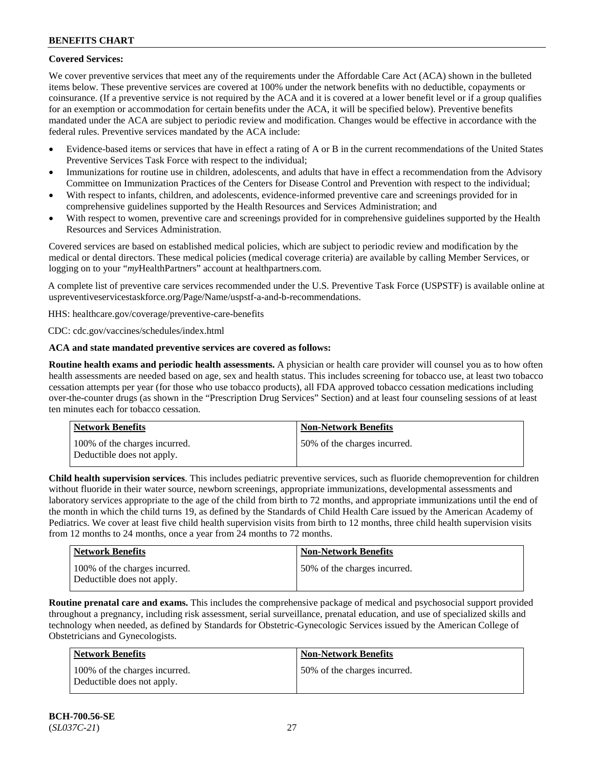**Covered Services:**

We cover preventive services that meet any of the requirements under the Affordable Care Act (ACA) shown in the bulleted items below. These preventive services are covered at 100% under the network benefits with no deductible, copayments or coinsurance. (If a preventive service is not required by the ACA and it is covered at a lower benefit level or if a group qualifies for an exemption or accommodation for certain benefits under the ACA, it will be specified below). Preventive benefits mandated under the ACA are subject to periodic review and modification. Changes would be effective in accordance with the federal rules. Preventive services mandated by the ACA include:

- Evidence-based items or services that have in effect a rating of A or B in the current recommendations of the United States Preventive Services Task Force with respect to the individual;
- Immunizations for routine use in children, adolescents, and adults that have in effect a recommendation from the Advisory Committee on Immunization Practices of the Centers for Disease Control and Prevention with respect to the individual;
- With respect to infants, children, and adolescents, evidence-informed preventive care and screenings provided for in comprehensive guidelines supported by the Health Resources and Services Administration; and
- With respect to women, preventive care and screenings provided for in comprehensive guidelines supported by the Health Resources and Services Administration.

Covered services are based on established medical policies, which are subject to periodic review and modification by the medical or dental directors. These medical policies (medical coverage criteria) are available by calling Member Services, or logging on to your "*my*HealthPartners" account at healthpartners.com.

A complete list of preventive care services recommended under the U.S. Preventive Task Force (USPSTF) is available online at uspreventiveservicestaskforce.org/Page/Name/uspstf-a-and-b-recommendations.

HHS: healthcare.gov/coverage/preventive-care-benefits

CDC: cdc.gov/vaccines/schedules/index.html

**ACA and state mandated preventive services are covered as follows:**

**Routine health exams and periodic health assessments.** A physician or health care provider will counsel you as to how often health assessments are needed based on age, sex and health status. This includes screening for tobacco use, at least two tobacco cessation attempts per year (for those who use tobacco products), all FDA approved tobacco cessation medications including over-the-counter drugs (as shown in the "Prescription Drug Services" Section) and at least four counseling sessions of at least ten minutes each for tobacco cessation.

| Network Benefits | Non-Network Benefits |
|---|---|
| 100% of the charges incurred. Deductible does not apply. | 50% of the charges incurred. |

**Child health supervision services**. This includes pediatric preventive services, such as fluoride chemoprevention for children without fluoride in their water source, newborn screenings, appropriate immunizations, developmental assessments and laboratory services appropriate to the age of the child from birth to 72 months, and appropriate immunizations until the end of the month in which the child turns 19, as defined by the Standards of Child Health Care issued by the American Academy of Pediatrics. We cover at least five child health supervision visits from birth to 12 months, three child health supervision visits from 12 months to 24 months, once a year from 24 months to 72 months.

| Network Benefits | Non-Network Benefits |
|---|---|
| 100% of the charges incurred. Deductible does not apply. | 50% of the charges incurred. |

**Routine prenatal care and exams.** This includes the comprehensive package of medical and psychosocial support provided throughout a pregnancy, including risk assessment, serial surveillance, prenatal education, and use of specialized skills and technology when needed, as defined by Standards for Obstetric-Gynecologic Services issued by the American College of Obstetricians and Gynecologists.

| Network Benefits | Non-Network Benefits |
|---|---|
| 100% of the charges incurred. Deductible does not apply. | 50% of the charges incurred. |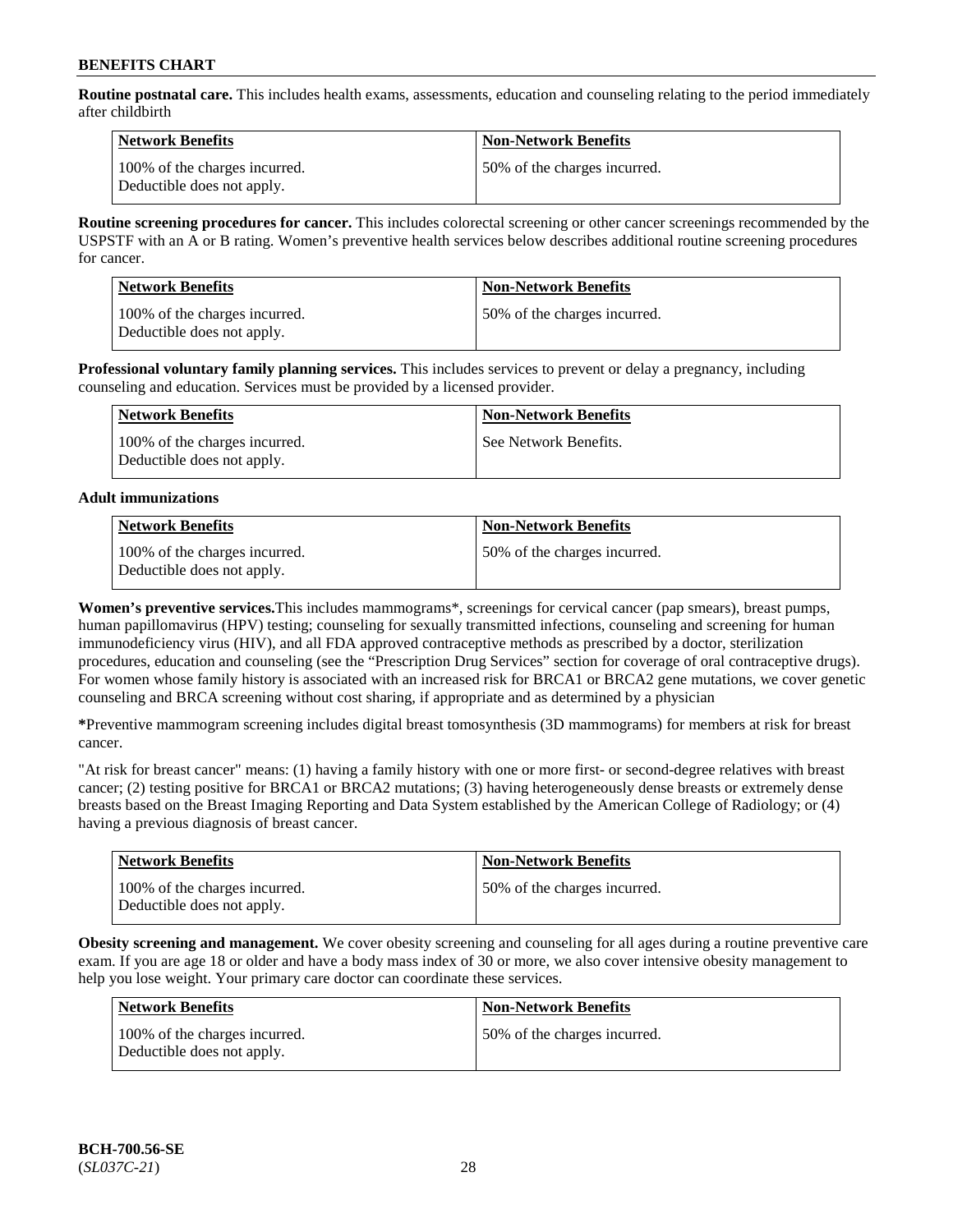**Routine postnatal care.** This includes health exams, assessments, education and counseling relating to the period immediately after childbirth

| Network Benefits | Non-Network Benefits |
|---|---|
| 100% of the charges incurred. Deductible does not apply. | 50% of the charges incurred. |

**Routine screening procedures for cancer.** This includes colorectal screening or other cancer screenings recommended by the USPSTF with an A or B rating. Women's preventive health services below describes additional routine screening procedures for cancer.

| Network Benefits | Non-Network Benefits |
|---|---|
| 100% of the charges incurred. Deductible does not apply. | 50% of the charges incurred. |

**Professional voluntary family planning services.** This includes services to prevent or delay a pregnancy, including counseling and education. Services must be provided by a licensed provider.

| Network Benefits | Non-Network Benefits |
|---|---|
| 100% of the charges incurred. Deductible does not apply. | See Network Benefits. |

**Adult immunizations**

| Network Benefits | Non-Network Benefits |
|---|---|
| 100% of the charges incurred. Deductible does not apply. | 50% of the charges incurred. |

**Women's preventive services.**This includes mammograms*, screenings for cervical cancer (pap smears), breast pumps, human papillomavirus (HPV) testing; counseling for sexually transmitted infections, counseling and screening for human immunodeficiency virus (HIV), and all FDA approved contraceptive methods as prescribed by a doctor, sterilization procedures, education and counseling (see the "Prescription Drug Services" section for coverage of oral contraceptive drugs). For women whose family history is associated with an increased risk for BRCA1 or BRCA2 gene mutations, we cover genetic counseling and BRCA screening without cost sharing, if appropriate and as determined by a physician

***Preventive mammogram screening includes digital breast tomosynthesis (3D mammograms) for members at risk for breast cancer.

"At risk for breast cancer" means: (1) having a family history with one or more first- or second-degree relatives with breast cancer; (2) testing positive for BRCA1 or BRCA2 mutations; (3) having heterogeneously dense breasts or extremely dense breasts based on the Breast Imaging Reporting and Data System established by the American College of Radiology; or (4) having a previous diagnosis of breast cancer.

| Network Benefits | Non-Network Benefits |
|---|---|
| 100% of the charges incurred. Deductible does not apply. | 50% of the charges incurred. |

**Obesity screening and management.** We cover obesity screening and counseling for all ages during a routine preventive care exam. If you are age 18 or older and have a body mass index of 30 or more, we also cover intensive obesity management to help you lose weight. Your primary care doctor can coordinate these services.

| Network Benefits | Non-Network Benefits |
|---|---|
| 100% of the charges incurred. Deductible does not apply. | 50% of the charges incurred. |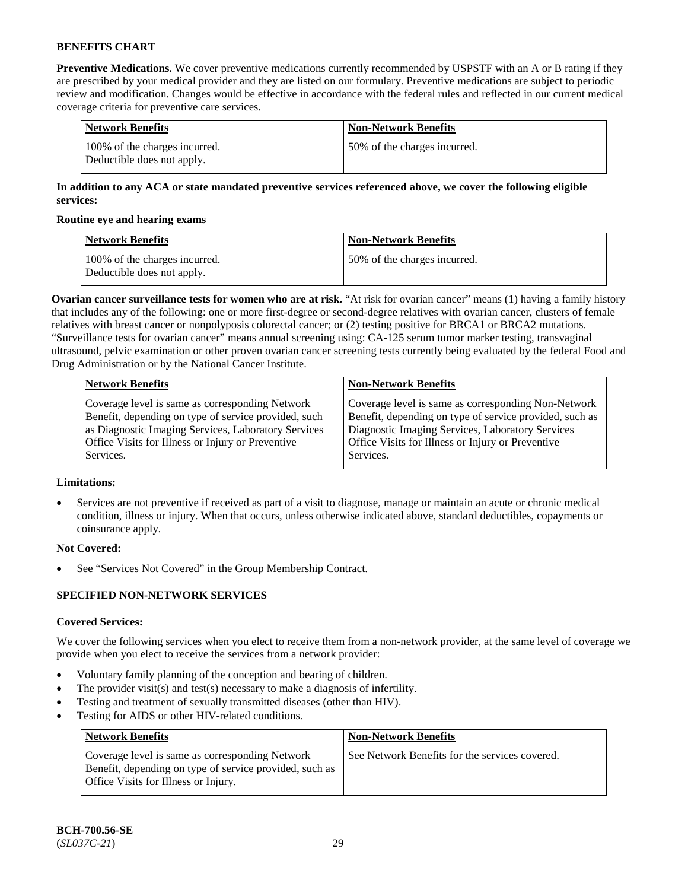**Preventive Medications.** We cover preventive medications currently recommended by USPSTF with an A or B rating if they are prescribed by your medical provider and they are listed on our formulary. Preventive medications are subject to periodic review and modification. Changes would be effective in accordance with the federal rules and reflected in our current medical coverage criteria for preventive care services.

| Network Benefits | Non-Network Benefits |
|---|---|
| 100% of the charges incurred. Deductible does not apply. | 50% of the charges incurred. |

**In addition to any ACA or state mandated preventive services referenced above, we cover the following eligible services:**

**Routine eye and hearing exams**

| Network Benefits | Non-Network Benefits |
|---|---|
| 100% of the charges incurred. Deductible does not apply. | 50% of the charges incurred. |

**Ovarian cancer surveillance tests for women who are at risk.** "At risk for ovarian cancer" means (1) having a family history that includes any of the following: one or more first-degree or second-degree relatives with ovarian cancer, clusters of female relatives with breast cancer or nonpolyposis colorectal cancer; or (2) testing positive for BRCA1 or BRCA2 mutations. "Surveillance tests for ovarian cancer" means annual screening using: CA-125 serum tumor marker testing, transvaginal ultrasound, pelvic examination or other proven ovarian cancer screening tests currently being evaluated by the federal Food and Drug Administration or by the National Cancer Institute.

| Network Benefits | Non-Network Benefits |
|---|---|
| Coverage level is same as corresponding Network Benefit, depending on type of service provided, such as Diagnostic Imaging Services, Laboratory Services Office Visits for Illness or Injury or Preventive Services. | Coverage level is same as corresponding Non-Network Benefit, depending on type of service provided, such as Diagnostic Imaging Services, Laboratory Services Office Visits for Illness or Injury or Preventive Services. |

**Limitations:**

- Services are not preventive if received as part of a visit to diagnose, manage or maintain an acute or chronic medical condition, illness or injury. When that occurs, unless otherwise indicated above, standard deductibles, copayments or coinsurance apply.

**Not Covered:**

- See "Services Not Covered" in the Group Membership Contract.

### SPECIFIED NON-NETWORK SERVICES

**Covered Services:**

We cover the following services when you elect to receive them from a non-network provider, at the same level of coverage we provide when you elect to receive the services from a network provider:

- Voluntary family planning of the conception and bearing of children.
- The provider visit(s) and test(s) necessary to make a diagnosis of infertility.
- Testing and treatment of sexually transmitted diseases (other than HIV).
- Testing for AIDS or other HIV-related conditions.

| Network Benefits | Non-Network Benefits |
|---|---|
| Coverage level is same as corresponding Network Benefit, depending on type of service provided, such as Office Visits for Illness or Injury. | See Network Benefits for the services covered. |

BCH-700.56-SE
(*SL037C-21*)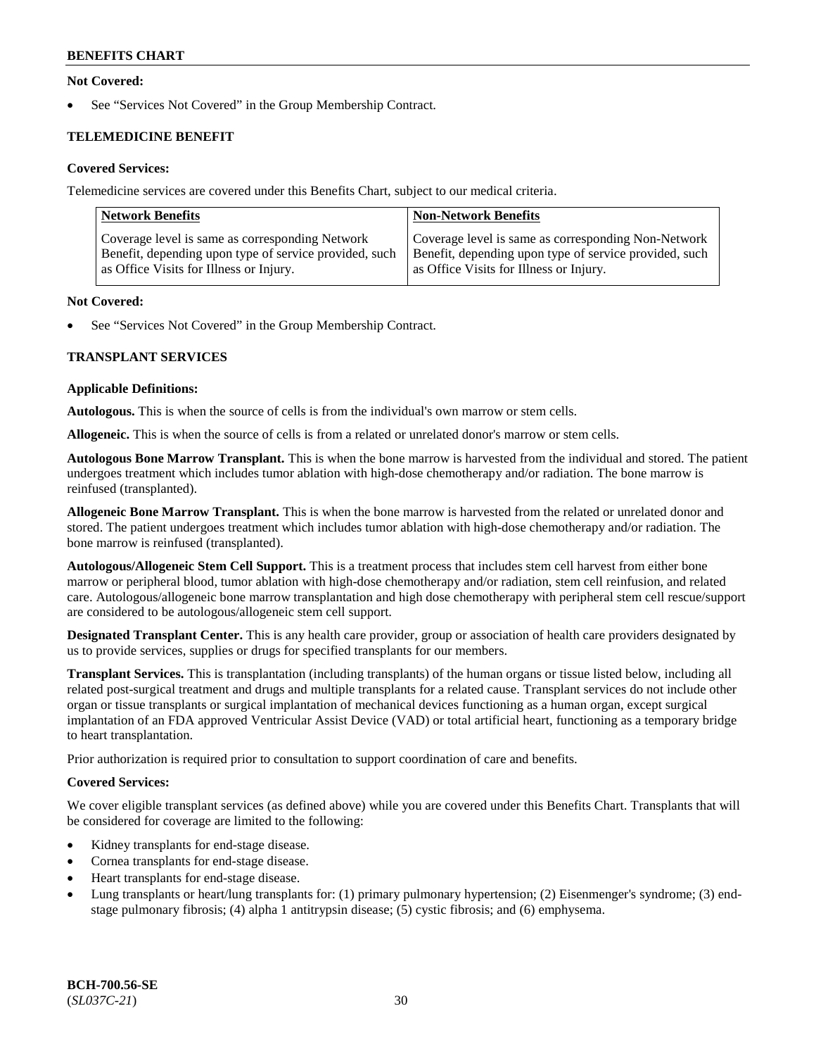**Not Covered:**

- See "Services Not Covered" in the Group Membership Contract.

**TELEMEDICINE BENEFIT**

**Covered Services:**

Telemedicine services are covered under this Benefits Chart, subject to our medical criteria.

| Network Benefits | Non-Network Benefits |
|---|---|
| Coverage level is same as corresponding Network Benefit, depending upon type of service provided, such as Office Visits for Illness or Injury. | Coverage level is same as corresponding Non-Network Benefit, depending upon type of service provided, such as Office Visits for Illness or Injury. |

**Not Covered:**

- See "Services Not Covered" in the Group Membership Contract.

**TRANSPLANT SERVICES**

**Applicable Definitions:**

**Autologous.** This is when the source of cells is from the individual's own marrow or stem cells.

**Allogeneic.** This is when the source of cells is from a related or unrelated donor's marrow or stem cells.

**Autologous Bone Marrow Transplant.** This is when the bone marrow is harvested from the individual and stored. The patient undergoes treatment which includes tumor ablation with high-dose chemotherapy and/or radiation. The bone marrow is reinfused (transplanted).

**Allogeneic Bone Marrow Transplant.** This is when the bone marrow is harvested from the related or unrelated donor and stored. The patient undergoes treatment which includes tumor ablation with high-dose chemotherapy and/or radiation. The bone marrow is reinfused (transplanted).

**Autologous/Allogeneic Stem Cell Support.** This is a treatment process that includes stem cell harvest from either bone marrow or peripheral blood, tumor ablation with high-dose chemotherapy and/or radiation, stem cell reinfusion, and related care. Autologous/allogeneic bone marrow transplantation and high dose chemotherapy with peripheral stem cell rescue/support are considered to be autologous/allogeneic stem cell support.

**Designated Transplant Center.** This is any health care provider, group or association of health care providers designated by us to provide services, supplies or drugs for specified transplants for our members.

**Transplant Services.** This is transplantation (including transplants) of the human organs or tissue listed below, including all related post-surgical treatment and drugs and multiple transplants for a related cause. Transplant services do not include other organ or tissue transplants or surgical implantation of mechanical devices functioning as a human organ, except surgical implantation of an FDA approved Ventricular Assist Device (VAD) or total artificial heart, functioning as a temporary bridge to heart transplantation.

Prior authorization is required prior to consultation to support coordination of care and benefits.

**Covered Services:**

We cover eligible transplant services (as defined above) while you are covered under this Benefits Chart. Transplants that will be considered for coverage are limited to the following:

- Kidney transplants for end-stage disease.
- Cornea transplants for end-stage disease.
- Heart transplants for end-stage disease.
- Lung transplants or heart/lung transplants for: (1) primary pulmonary hypertension; (2) Eisenmenger's syndrome; (3) end-stage pulmonary fibrosis; (4) alpha 1 antitrypsin disease; (5) cystic fibrosis; and (6) emphysema.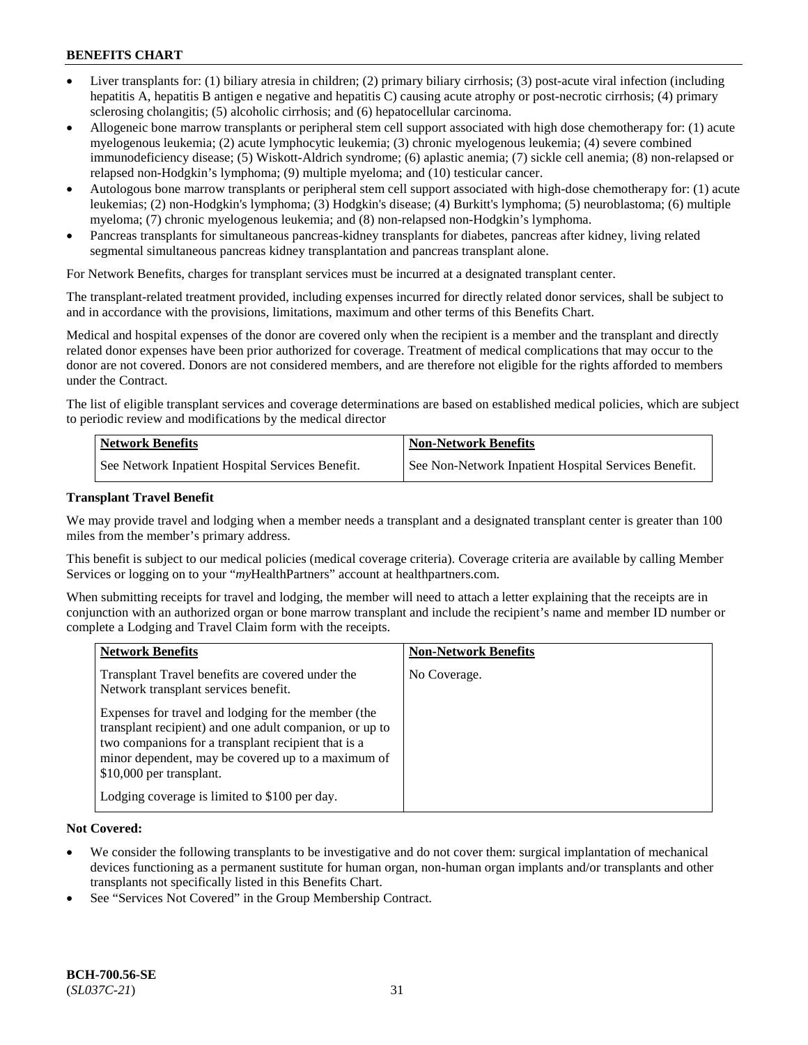- Liver transplants for: (1) biliary atresia in children; (2) primary biliary cirrhosis; (3) post-acute viral infection (including hepatitis A, hepatitis B antigen e negative and hepatitis C) causing acute atrophy or post-necrotic cirrhosis; (4) primary sclerosing cholangitis; (5) alcoholic cirrhosis; and (6) hepatocellular carcinoma.
- Allogeneic bone marrow transplants or peripheral stem cell support associated with high dose chemotherapy for: (1) acute myelogenous leukemia; (2) acute lymphocytic leukemia; (3) chronic myelogenous leukemia; (4) severe combined immunodeficiency disease; (5) Wiskott-Aldrich syndrome; (6) aplastic anemia; (7) sickle cell anemia; (8) non-relapsed or relapsed non-Hodgkin's lymphoma; (9) multiple myeloma; and (10) testicular cancer.
- Autologous bone marrow transplants or peripheral stem cell support associated with high-dose chemotherapy for: (1) acute leukemias; (2) non-Hodgkin's lymphoma; (3) Hodgkin's disease; (4) Burkitt's lymphoma; (5) neuroblastoma; (6) multiple myeloma; (7) chronic myelogenous leukemia; and (8) non-relapsed non-Hodgkin's lymphoma.
- Pancreas transplants for simultaneous pancreas-kidney transplants for diabetes, pancreas after kidney, living related segmental simultaneous pancreas kidney transplantation and pancreas transplant alone.

For Network Benefits, charges for transplant services must be incurred at a designated transplant center.

The transplant-related treatment provided, including expenses incurred for directly related donor services, shall be subject to and in accordance with the provisions, limitations, maximum and other terms of this Benefits Chart.

Medical and hospital expenses of the donor are covered only when the recipient is a member and the transplant and directly related donor expenses have been prior authorized for coverage. Treatment of medical complications that may occur to the donor are not covered. Donors are not considered members, and are therefore not eligible for the rights afforded to members under the Contract.

The list of eligible transplant services and coverage determinations are based on established medical policies, which are subject to periodic review and modifications by the medical director

| Network Benefits | Non-Network Benefits |
|---|---|
| See Network Inpatient Hospital Services Benefit. | See Non-Network Inpatient Hospital Services Benefit. |

**Transplant Travel Benefit**

We may provide travel and lodging when a member needs a transplant and a designated transplant center is greater than 100 miles from the member's primary address.

This benefit is subject to our medical policies (medical coverage criteria). Coverage criteria are available by calling Member Services or logging on to your "*my*HealthPartners" account at healthpartners.com.

When submitting receipts for travel and lodging, the member will need to attach a letter explaining that the receipts are in conjunction with an authorized organ or bone marrow transplant and include the recipient's name and member ID number or complete a Lodging and Travel Claim form with the receipts.

| Network Benefits | Non-Network Benefits |
|---|---|
| Transplant Travel benefits are covered under the Network transplant services benefit.<br><br>Expenses for travel and lodging for the member (the transplant recipient) and one adult companion, or up to two companions for a transplant recipient that is a minor dependent, may be covered up to a maximum of $10,000 per transplant.<br><br>Lodging coverage is limited to $100 per day. | No Coverage. |

**Not Covered:**

- We consider the following transplants to be investigative and do not cover them: surgical implantation of mechanical devices functioning as a permanent sustitute for human organ, non-human organ implants and/or transplants and other transplants not specifically listed in this Benefits Chart.
- See "Services Not Covered" in the Group Membership Contract.